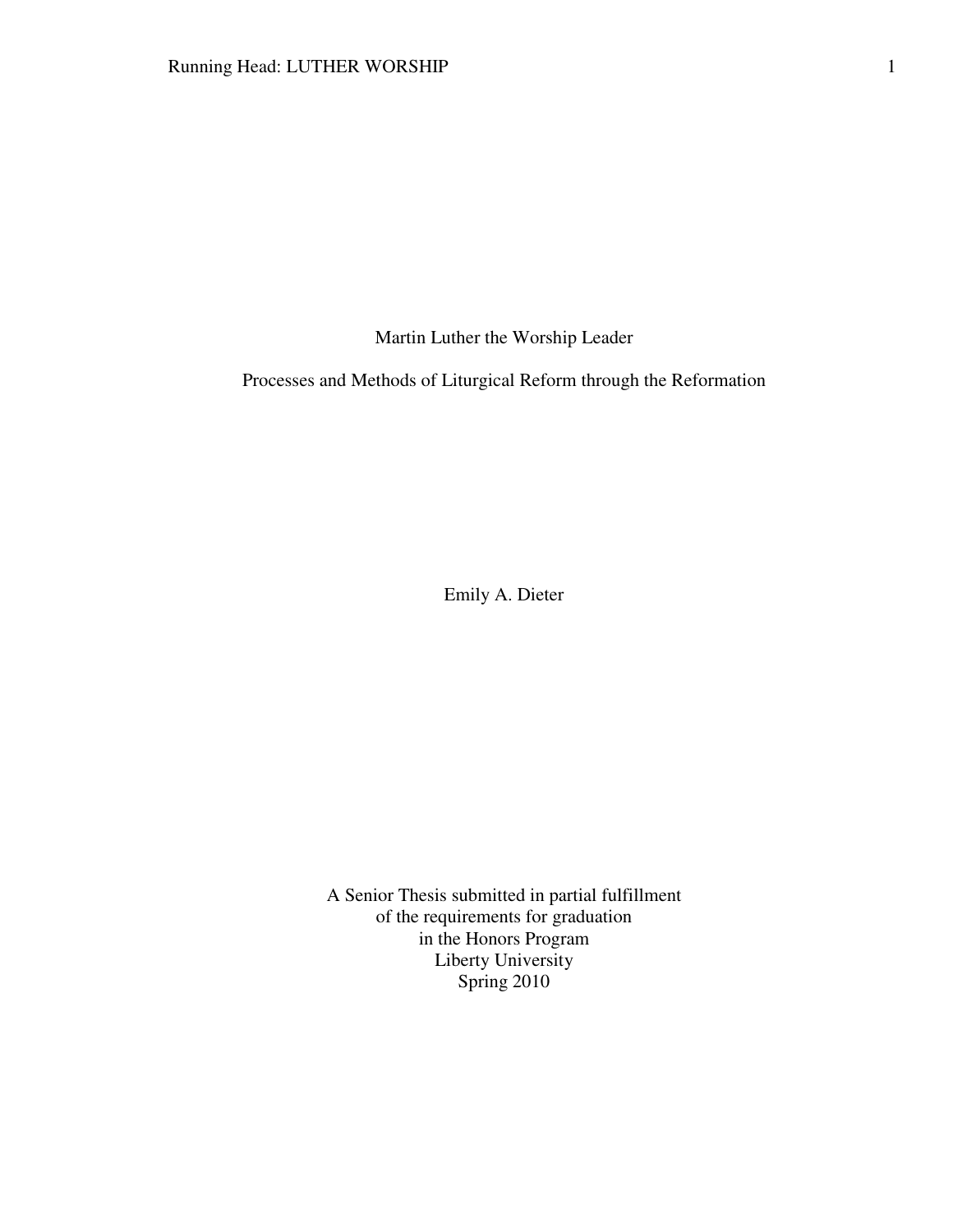# Martin Luther the Worship Leader

## Processes and Methods of Liturgical Reform through the Reformation

Emily A. Dieter

A Senior Thesis submitted in partial fulfillment
of the requirements for graduation
in the Honors Program
Liberty University
Spring 2010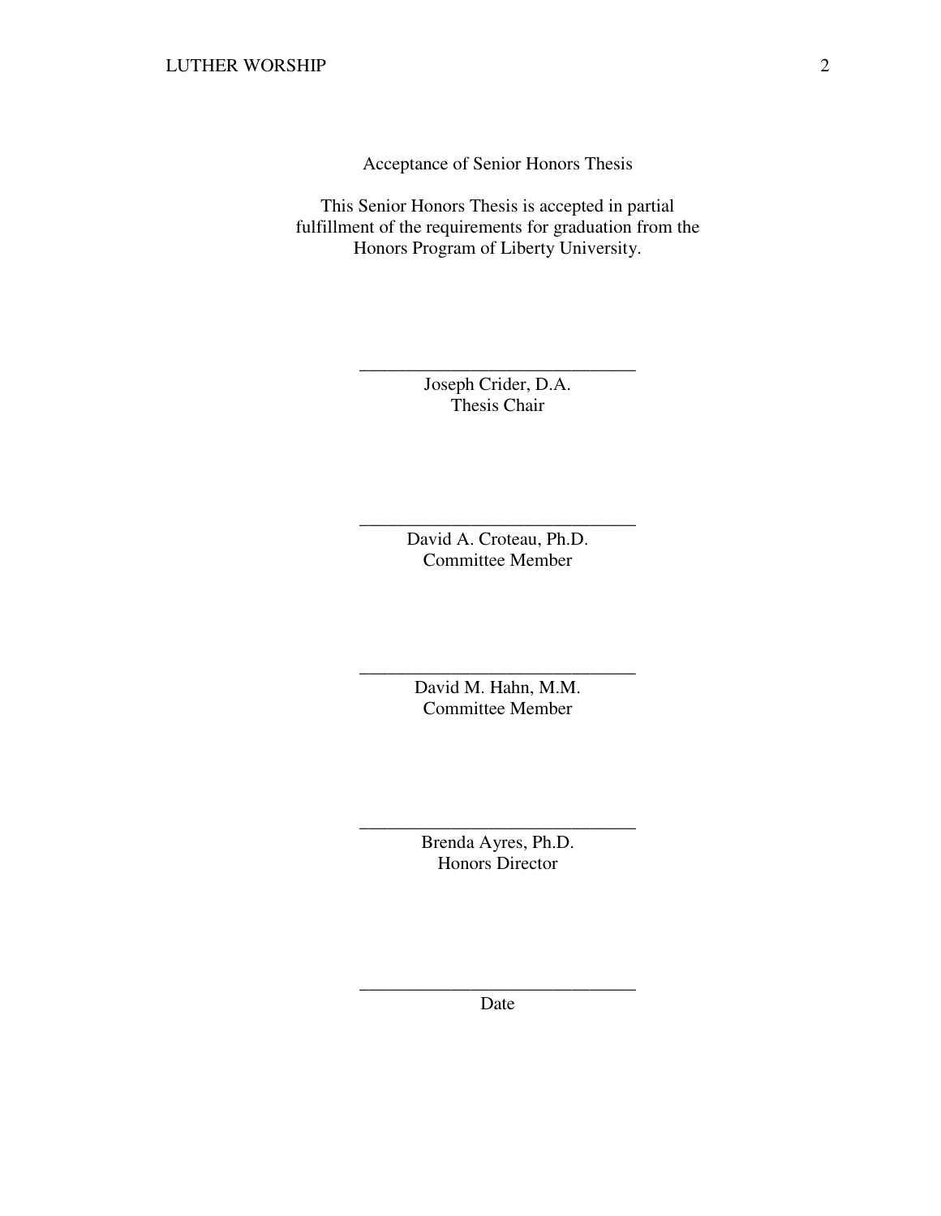Acceptance of Senior Honors Thesis

This Senior Honors Thesis is accepted in partial fulfillment of the requirements for graduation from the Honors Program of Liberty University.

______________________________
Joseph Crider, D.A.
Thesis Chair

______________________________
David A. Croteau, Ph.D.
Committee Member

______________________________
David M. Hahn, M.M.
Committee Member

______________________________
Brenda Ayres, Ph.D.
Honors Director

______________________________
Date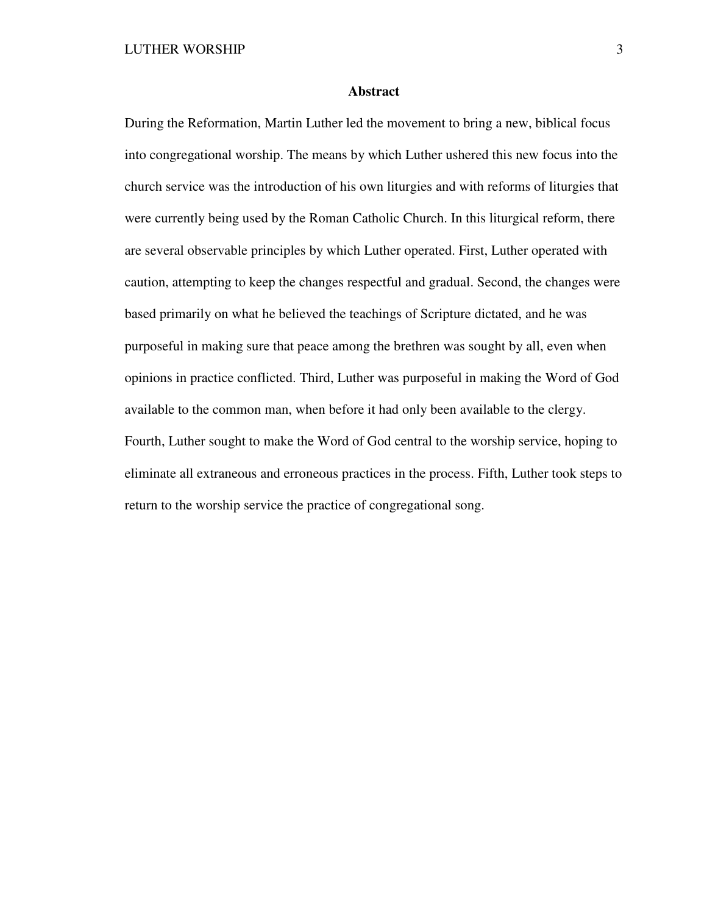## Abstract

During the Reformation, Martin Luther led the movement to bring a new, biblical focus into congregational worship. The means by which Luther ushered this new focus into the church service was the introduction of his own liturgies and with reforms of liturgies that were currently being used by the Roman Catholic Church. In this liturgical reform, there are several observable principles by which Luther operated. First, Luther operated with caution, attempting to keep the changes respectful and gradual. Second, the changes were based primarily on what he believed the teachings of Scripture dictated, and he was purposeful in making sure that peace among the brethren was sought by all, even when opinions in practice conflicted. Third, Luther was purposeful in making the Word of God available to the common man, when before it had only been available to the clergy. Fourth, Luther sought to make the Word of God central to the worship service, hoping to eliminate all extraneous and erroneous practices in the process. Fifth, Luther took steps to return to the worship service the practice of congregational song.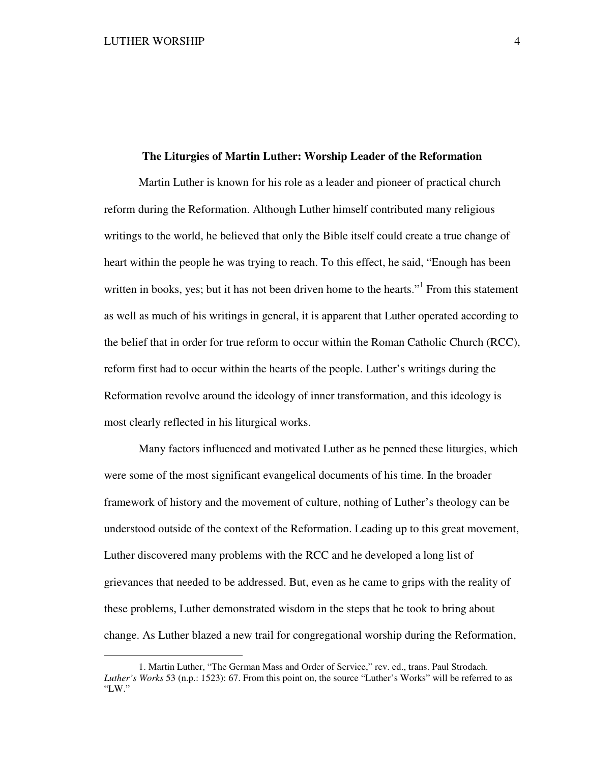## The Liturgies of Martin Luther: Worship Leader of the Reformation

Martin Luther is known for his role as a leader and pioneer of practical church reform during the Reformation. Although Luther himself contributed many religious writings to the world, he believed that only the Bible itself could create a true change of heart within the people he was trying to reach. To this effect, he said, "Enough has been written in books, yes; but it has not been driven home to the hearts."[1] From this statement as well as much of his writings in general, it is apparent that Luther operated according to the belief that in order for true reform to occur within the Roman Catholic Church (RCC), reform first had to occur within the hearts of the people. Luther's writings during the Reformation revolve around the ideology of inner transformation, and this ideology is most clearly reflected in his liturgical works.

Many factors influenced and motivated Luther as he penned these liturgies, which were some of the most significant evangelical documents of his time. In the broader framework of history and the movement of culture, nothing of Luther's theology can be understood outside of the context of the Reformation. Leading up to this great movement, Luther discovered many problems with the RCC and he developed a long list of grievances that needed to be addressed. But, even as he came to grips with the reality of these problems, Luther demonstrated wisdom in the steps that he took to bring about change. As Luther blazed a new trail for congregational worship during the Reformation,

---

1. Martin Luther, "The German Mass and Order of Service," rev. ed., trans. Paul Strodach. *Luther's Works* 53 (n.p.: 1523): 67. From this point on, the source "Luther's Works" will be referred to as "LW."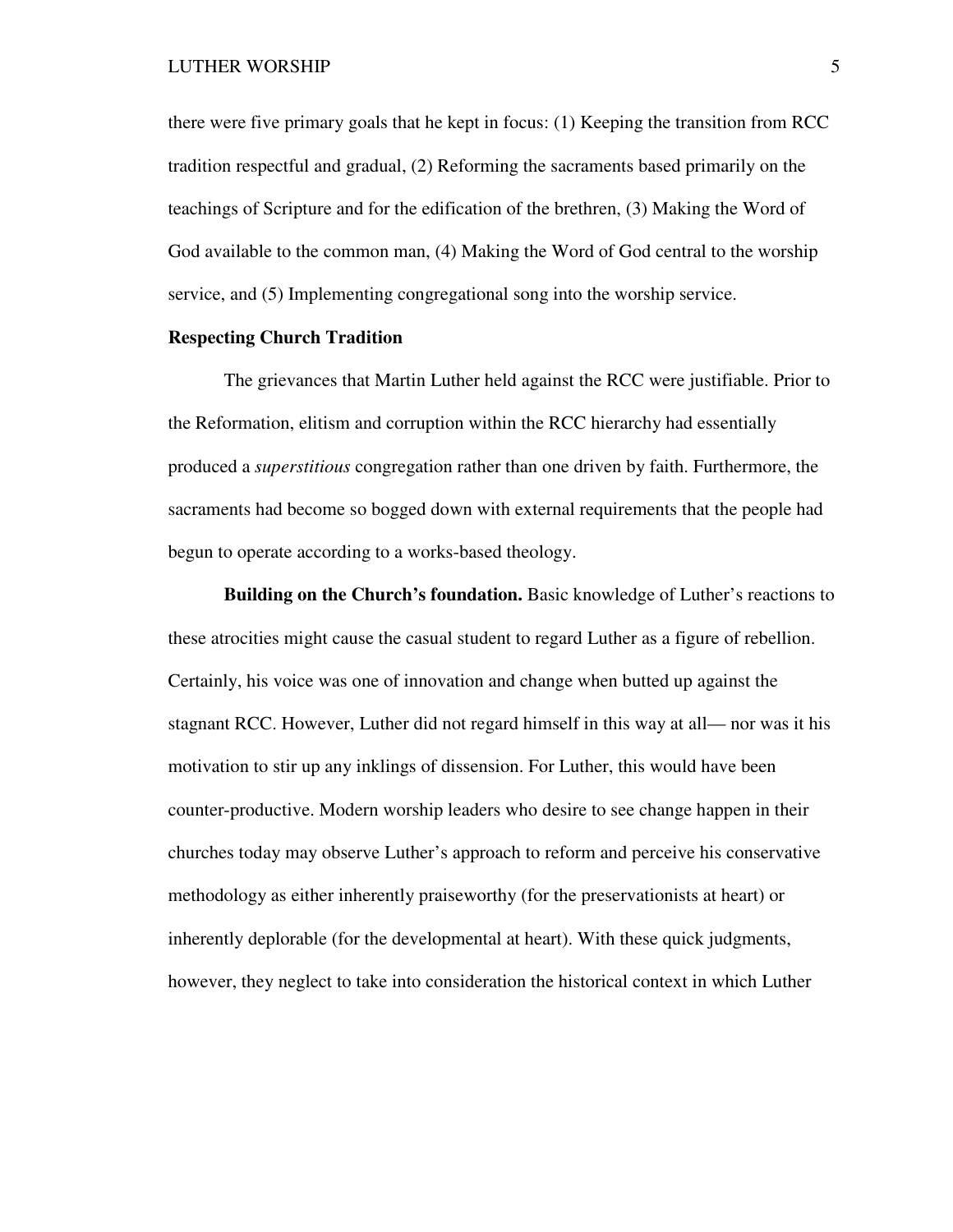there were five primary goals that he kept in focus: (1) Keeping the transition from RCC tradition respectful and gradual, (2) Reforming the sacraments based primarily on the teachings of Scripture and for the edification of the brethren, (3) Making the Word of God available to the common man, (4) Making the Word of God central to the worship service, and (5) Implementing congregational song into the worship service.

## Respecting Church Tradition

The grievances that Martin Luther held against the RCC were justifiable. Prior to the Reformation, elitism and corruption within the RCC hierarchy had essentially produced a *superstitious* congregation rather than one driven by faith. Furthermore, the sacraments had become so bogged down with external requirements that the people had begun to operate according to a works-based theology.

**Building on the Church's foundation.** Basic knowledge of Luther's reactions to these atrocities might cause the casual student to regard Luther as a figure of rebellion. Certainly, his voice was one of innovation and change when butted up against the stagnant RCC. However, Luther did not regard himself in this way at all— nor was it his motivation to stir up any inklings of dissension. For Luther, this would have been counter-productive. Modern worship leaders who desire to see change happen in their churches today may observe Luther's approach to reform and perceive his conservative methodology as either inherently praiseworthy (for the preservationists at heart) or inherently deplorable (for the developmental at heart). With these quick judgments, however, they neglect to take into consideration the historical context in which Luther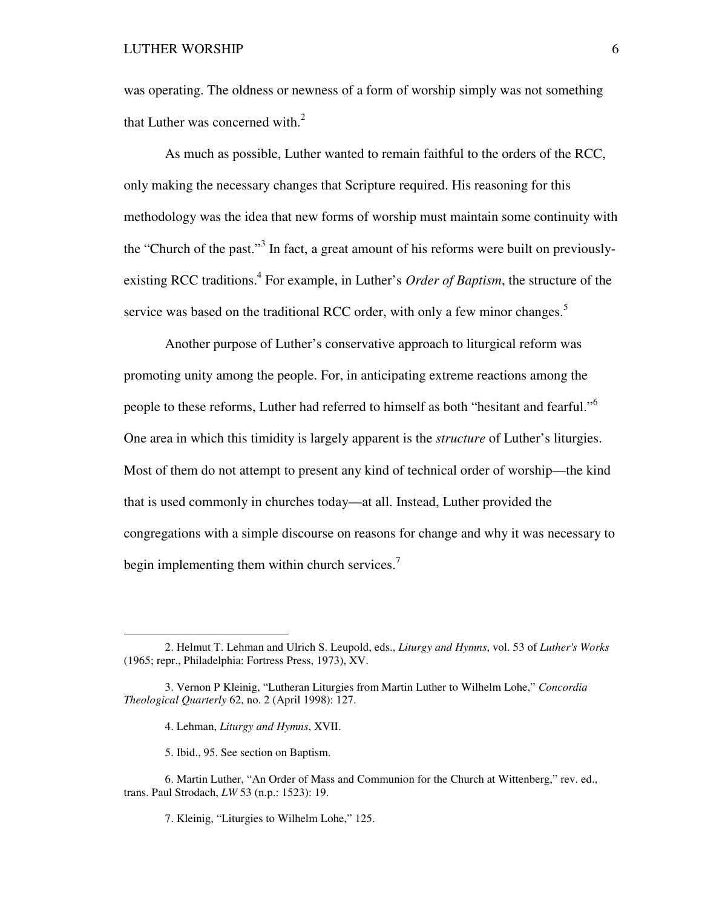was operating. The oldness or newness of a form of worship simply was not something that Luther was concerned with.[2]

As much as possible, Luther wanted to remain faithful to the orders of the RCC, only making the necessary changes that Scripture required. His reasoning for this methodology was the idea that new forms of worship must maintain some continuity with the "Church of the past."[3] In fact, a great amount of his reforms were built on previously-existing RCC traditions.[4] For example, in Luther's *Order of Baptism*, the structure of the service was based on the traditional RCC order, with only a few minor changes.[5]

Another purpose of Luther's conservative approach to liturgical reform was promoting unity among the people. For, in anticipating extreme reactions among the people to these reforms, Luther had referred to himself as both "hesitant and fearful."[6] One area in which this timidity is largely apparent is the *structure* of Luther's liturgies. Most of them do not attempt to present any kind of technical order of worship—the kind that is used commonly in churches today—at all. Instead, Luther provided the congregations with a simple discourse on reasons for change and why it was necessary to begin implementing them within church services.[7]

---

2. Helmut T. Lehman and Ulrich S. Leupold, eds., *Liturgy and Hymns*, vol. 53 of *Luther's Works* (1965; repr., Philadelphia: Fortress Press, 1973), XV.

3. Vernon P Kleinig, "Lutheran Liturgies from Martin Luther to Wilhelm Lohe," *Concordia Theological Quarterly* 62, no. 2 (April 1998): 127.

4. Lehman, *Liturgy and Hymns*, XVII.

5. Ibid., 95. See section on Baptism.

6. Martin Luther, "An Order of Mass and Communion for the Church at Wittenberg," rev. ed., trans. Paul Strodach, *LW* 53 (n.p.: 1523): 19.

7. Kleinig, "Liturgies to Wilhelm Lohe," 125.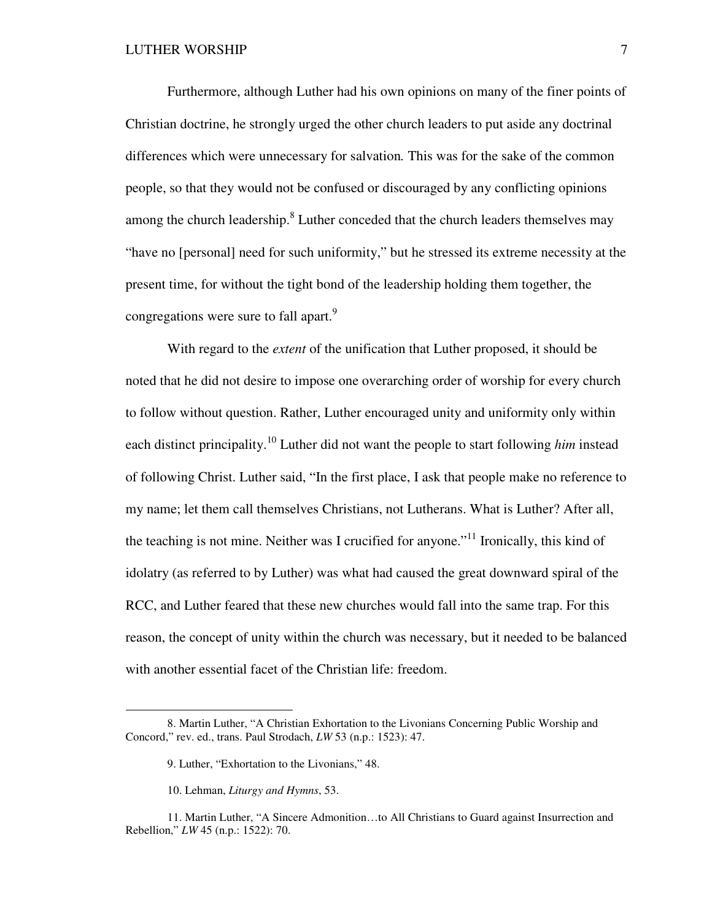Furthermore, although Luther had his own opinions on many of the finer points of Christian doctrine, he strongly urged the other church leaders to put aside any doctrinal differences which were unnecessary for salvation. This was for the sake of the common people, so that they would not be confused or discouraged by any conflicting opinions among the church leadership.[8] Luther conceded that the church leaders themselves may "have no [personal] need for such uniformity," but he stressed its extreme necessity at the present time, for without the tight bond of the leadership holding them together, the congregations were sure to fall apart.[9]

With regard to the *extent* of the unification that Luther proposed, it should be noted that he did not desire to impose one overarching order of worship for every church to follow without question. Rather, Luther encouraged unity and uniformity only within each distinct principality.[10] Luther did not want the people to start following *him* instead of following Christ. Luther said, "In the first place, I ask that people make no reference to my name; let them call themselves Christians, not Lutherans. What is Luther? After all, the teaching is not mine. Neither was I crucified for anyone."[11] Ironically, this kind of idolatry (as referred to by Luther) was what had caused the great downward spiral of the RCC, and Luther feared that these new churches would fall into the same trap. For this reason, the concept of unity within the church was necessary, but it needed to be balanced with another essential facet of the Christian life: freedom.

---

8. Martin Luther, "A Christian Exhortation to the Livonians Concerning Public Worship and Concord," rev. ed., trans. Paul Strodach, *LW* 53 (n.p.: 1523): 47.

9. Luther, "Exhortation to the Livonians," 48.

10. Lehman, *Liturgy and Hymns*, 53.

11. Martin Luther, "A Sincere Admonition…to All Christians to Guard against Insurrection and Rebellion," *LW* 45 (n.p.: 1522): 70.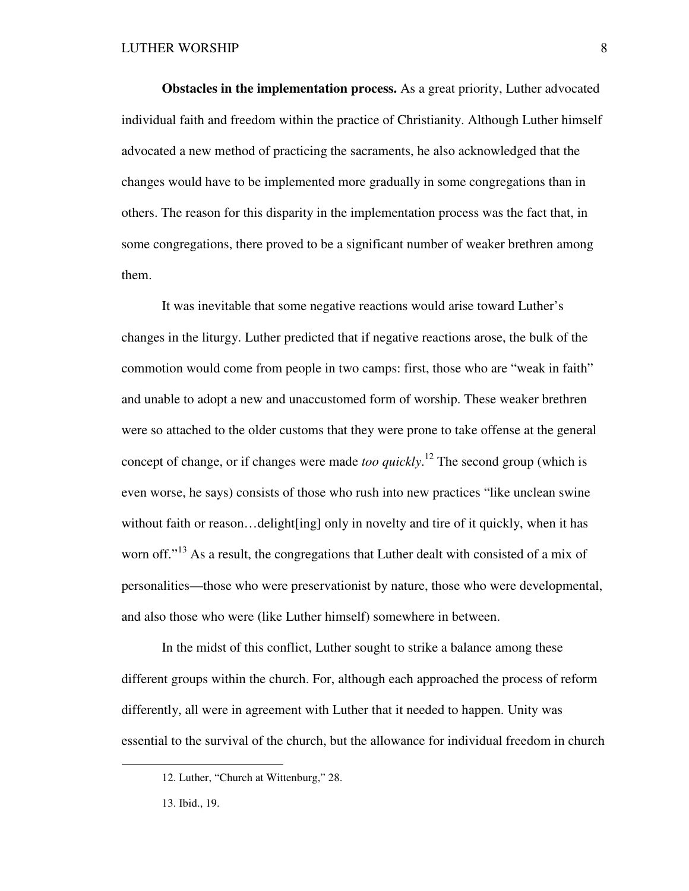**Obstacles in the implementation process.** As a great priority, Luther advocated individual faith and freedom within the practice of Christianity. Although Luther himself advocated a new method of practicing the sacraments, he also acknowledged that the changes would have to be implemented more gradually in some congregations than in others. The reason for this disparity in the implementation process was the fact that, in some congregations, there proved to be a significant number of weaker brethren among them.

It was inevitable that some negative reactions would arise toward Luther's changes in the liturgy. Luther predicted that if negative reactions arose, the bulk of the commotion would come from people in two camps: first, those who are "weak in faith" and unable to adopt a new and unaccustomed form of worship. These weaker brethren were so attached to the older customs that they were prone to take offense at the general concept of change, or if changes were made *too quickly*.[12] The second group (which is even worse, he says) consists of those who rush into new practices "like unclean swine without faith or reason…delight[ing] only in novelty and tire of it quickly, when it has worn off."[13] As a result, the congregations that Luther dealt with consisted of a mix of personalities—those who were preservationist by nature, those who were developmental, and also those who were (like Luther himself) somewhere in between.

In the midst of this conflict, Luther sought to strike a balance among these different groups within the church. For, although each approached the process of reform differently, all were in agreement with Luther that it needed to happen. Unity was essential to the survival of the church, but the allowance for individual freedom in church

---

12. Luther, "Church at Wittenburg," 28.

13. Ibid., 19.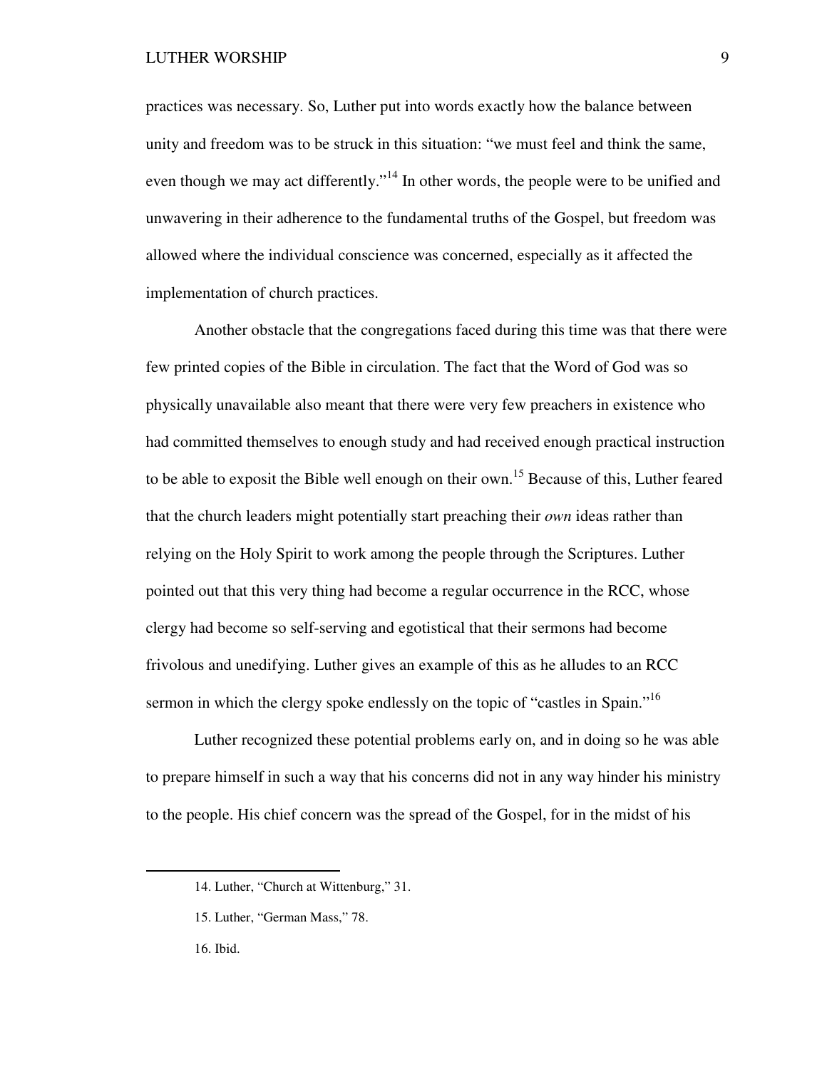practices was necessary. So, Luther put into words exactly how the balance between unity and freedom was to be struck in this situation: "we must feel and think the same, even though we may act differently."[14] In other words, the people were to be unified and unwavering in their adherence to the fundamental truths of the Gospel, but freedom was allowed where the individual conscience was concerned, especially as it affected the implementation of church practices.

Another obstacle that the congregations faced during this time was that there were few printed copies of the Bible in circulation. The fact that the Word of God was so physically unavailable also meant that there were very few preachers in existence who had committed themselves to enough study and had received enough practical instruction to be able to exposit the Bible well enough on their own.[15] Because of this, Luther feared that the church leaders might potentially start preaching their *own* ideas rather than relying on the Holy Spirit to work among the people through the Scriptures. Luther pointed out that this very thing had become a regular occurrence in the RCC, whose clergy had become so self-serving and egotistical that their sermons had become frivolous and unedifying. Luther gives an example of this as he alludes to an RCC sermon in which the clergy spoke endlessly on the topic of "castles in Spain."[16]

Luther recognized these potential problems early on, and in doing so he was able to prepare himself in such a way that his concerns did not in any way hinder his ministry to the people. His chief concern was the spread of the Gospel, for in the midst of his

---

14. Luther, "Church at Wittenburg," 31.

15. Luther, "German Mass," 78.

16. Ibid.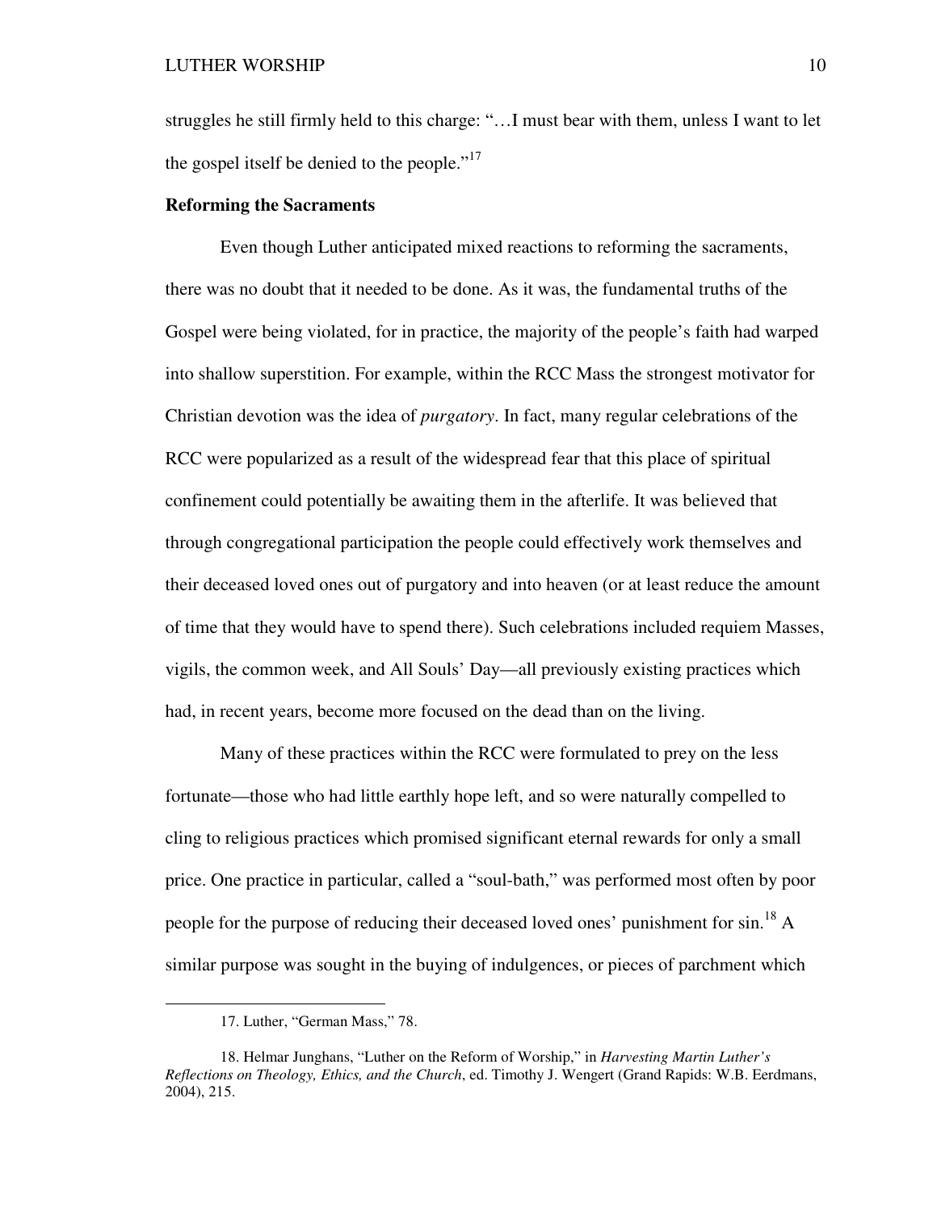struggles he still firmly held to this charge: "…I must bear with them, unless I want to let the gospel itself be denied to the people."[17]

**Reforming the Sacraments**

Even though Luther anticipated mixed reactions to reforming the sacraments, there was no doubt that it needed to be done. As it was, the fundamental truths of the Gospel were being violated, for in practice, the majority of the people's faith had warped into shallow superstition. For example, within the RCC Mass the strongest motivator for Christian devotion was the idea of *purgatory*. In fact, many regular celebrations of the RCC were popularized as a result of the widespread fear that this place of spiritual confinement could potentially be awaiting them in the afterlife. It was believed that through congregational participation the people could effectively work themselves and their deceased loved ones out of purgatory and into heaven (or at least reduce the amount of time that they would have to spend there). Such celebrations included requiem Masses, vigils, the common week, and All Souls' Day—all previously existing practices which had, in recent years, become more focused on the dead than on the living.

Many of these practices within the RCC were formulated to prey on the less fortunate—those who had little earthly hope left, and so were naturally compelled to cling to religious practices which promised significant eternal rewards for only a small price. One practice in particular, called a "soul-bath," was performed most often by poor people for the purpose of reducing their deceased loved ones' punishment for sin.[18] A similar purpose was sought in the buying of indulgences, or pieces of parchment which

---

17. Luther, "German Mass," 78.

18. Helmar Junghans, "Luther on the Reform of Worship," in *Harvesting Martin Luther's Reflections on Theology, Ethics, and the Church*, ed. Timothy J. Wengert (Grand Rapids: W.B. Eerdmans, 2004), 215.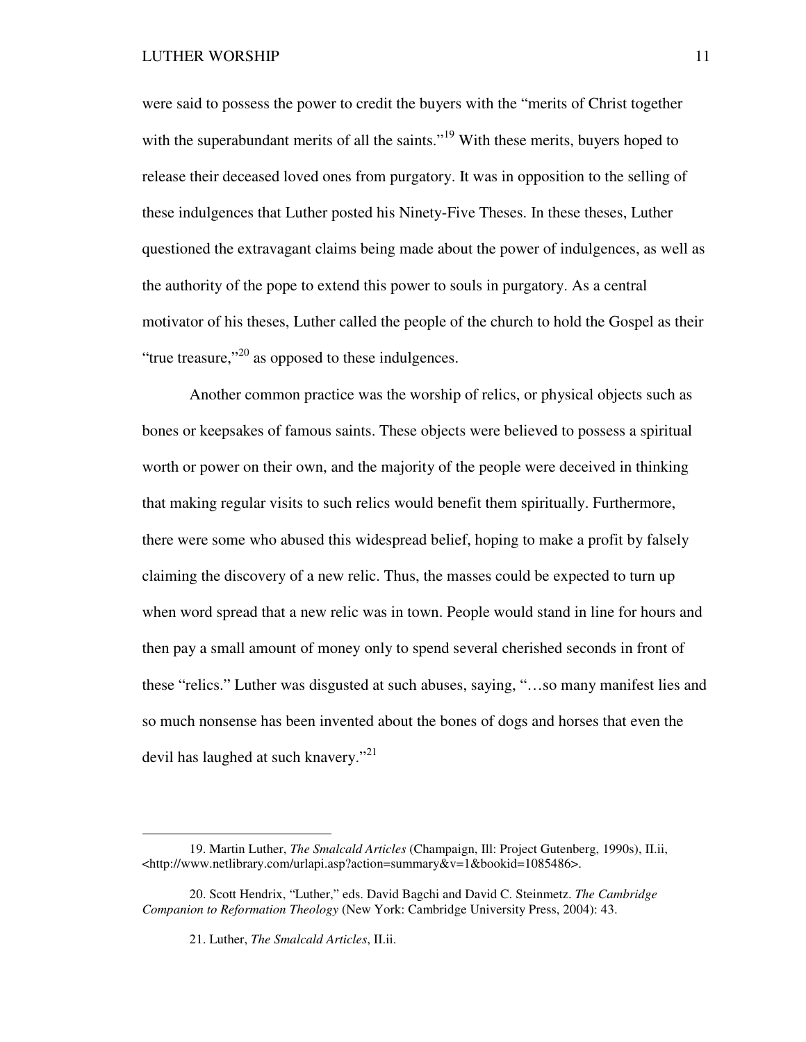were said to possess the power to credit the buyers with the "merits of Christ together with the superabundant merits of all the saints."[19] With these merits, buyers hoped to release their deceased loved ones from purgatory. It was in opposition to the selling of these indulgences that Luther posted his Ninety-Five Theses. In these theses, Luther questioned the extravagant claims being made about the power of indulgences, as well as the authority of the pope to extend this power to souls in purgatory. As a central motivator of his theses, Luther called the people of the church to hold the Gospel as their "true treasure,"[20] as opposed to these indulgences.

Another common practice was the worship of relics, or physical objects such as bones or keepsakes of famous saints. These objects were believed to possess a spiritual worth or power on their own, and the majority of the people were deceived in thinking that making regular visits to such relics would benefit them spiritually. Furthermore, there were some who abused this widespread belief, hoping to make a profit by falsely claiming the discovery of a new relic. Thus, the masses could be expected to turn up when word spread that a new relic was in town. People would stand in line for hours and then pay a small amount of money only to spend several cherished seconds in front of these "relics." Luther was disgusted at such abuses, saying, "…so many manifest lies and so much nonsense has been invented about the bones of dogs and horses that even the devil has laughed at such knavery."[21]

---

19. Martin Luther, *The Smalcald Articles* (Champaign, Ill: Project Gutenberg, 1990s), II.ii, <http://www.netlibrary.com/urlapi.asp?action=summary&v=1&bookid=1085486>.

20. Scott Hendrix, "Luther," eds. David Bagchi and David C. Steinmetz. *The Cambridge Companion to Reformation Theology* (New York: Cambridge University Press, 2004): 43.

21. Luther, *The Smalcald Articles*, II.ii.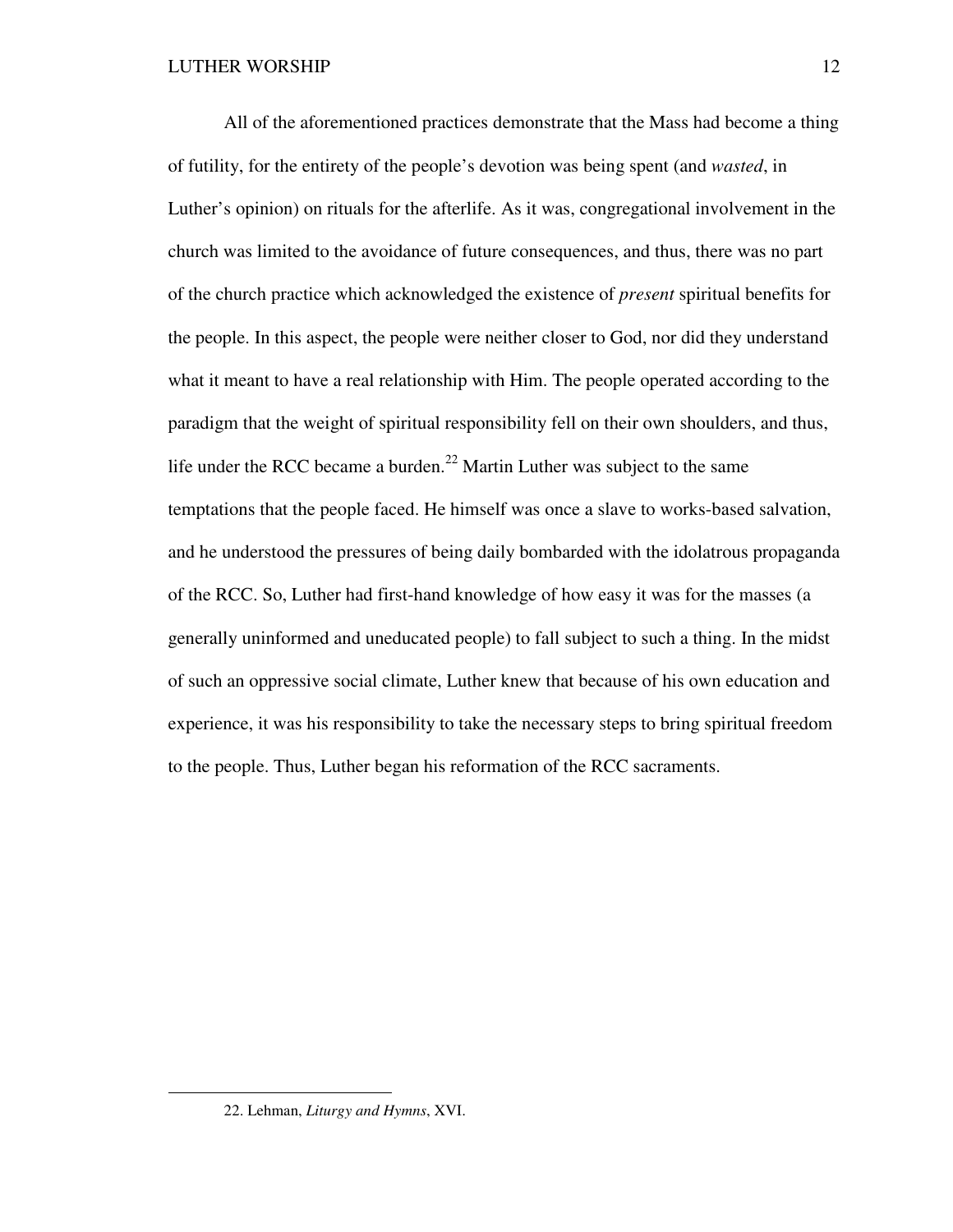All of the aforementioned practices demonstrate that the Mass had become a thing of futility, for the entirety of the people's devotion was being spent (and *wasted*, in Luther's opinion) on rituals for the afterlife. As it was, congregational involvement in the church was limited to the avoidance of future consequences, and thus, there was no part of the church practice which acknowledged the existence of *present* spiritual benefits for the people. In this aspect, the people were neither closer to God, nor did they understand what it meant to have a real relationship with Him. The people operated according to the paradigm that the weight of spiritual responsibility fell on their own shoulders, and thus, life under the RCC became a burden.[22] Martin Luther was subject to the same temptations that the people faced. He himself was once a slave to works-based salvation, and he understood the pressures of being daily bombarded with the idolatrous propaganda of the RCC. So, Luther had first-hand knowledge of how easy it was for the masses (a generally uninformed and uneducated people) to fall subject to such a thing. In the midst of such an oppressive social climate, Luther knew that because of his own education and experience, it was his responsibility to take the necessary steps to bring spiritual freedom to the people. Thus, Luther began his reformation of the RCC sacraments.

22. Lehman, *Liturgy and Hymns*, XVI.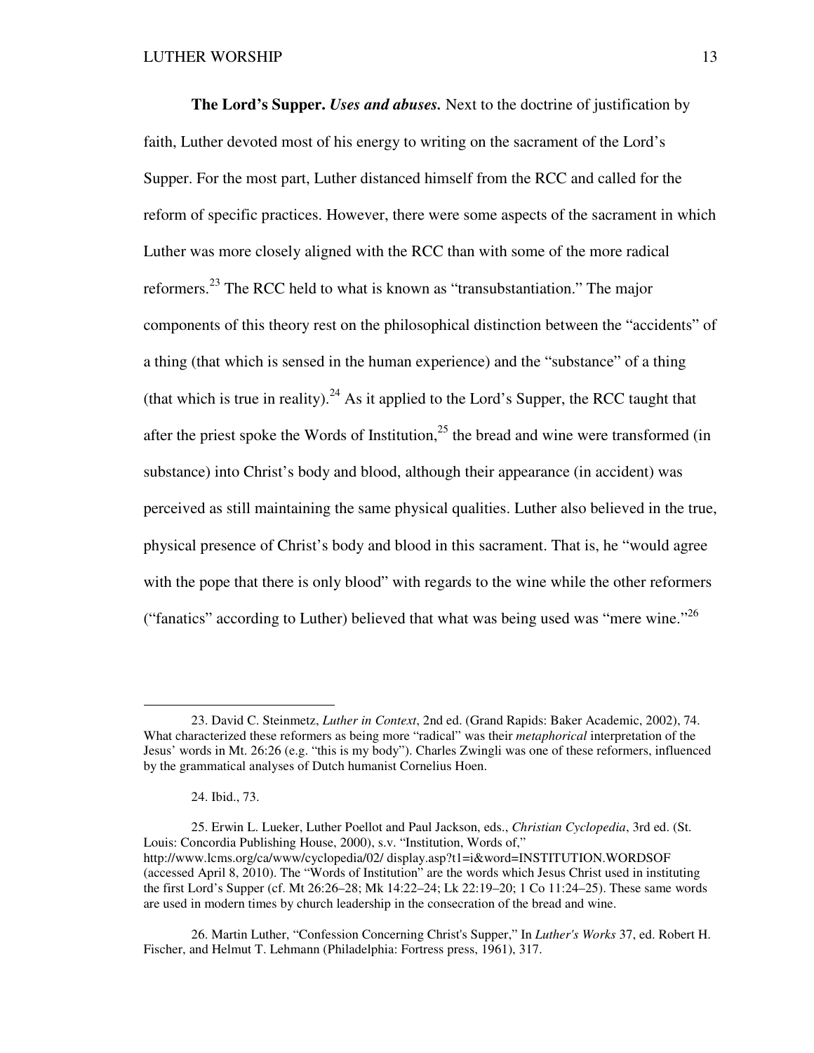**The Lord's Supper.** ***Uses and abuses.*** Next to the doctrine of justification by faith, Luther devoted most of his energy to writing on the sacrament of the Lord's Supper. For the most part, Luther distanced himself from the RCC and called for the reform of specific practices. However, there were some aspects of the sacrament in which Luther was more closely aligned with the RCC than with some of the more radical reformers.[23] The RCC held to what is known as "transubstantiation." The major components of this theory rest on the philosophical distinction between the "accidents" of a thing (that which is sensed in the human experience) and the "substance" of a thing (that which is true in reality).[24] As it applied to the Lord's Supper, the RCC taught that after the priest spoke the Words of Institution,[25] the bread and wine were transformed (in substance) into Christ's body and blood, although their appearance (in accident) was perceived as still maintaining the same physical qualities. Luther also believed in the true, physical presence of Christ's body and blood in this sacrament. That is, he "would agree with the pope that there is only blood" with regards to the wine while the other reformers ("fanatics" according to Luther) believed that what was being used was "mere wine."[26]

---

23. David C. Steinmetz, *Luther in Context*, 2nd ed. (Grand Rapids: Baker Academic, 2002), 74. What characterized these reformers as being more "radical" was their *metaphorical* interpretation of the Jesus' words in Mt. 26:26 (e.g. "this is my body"). Charles Zwingli was one of these reformers, influenced by the grammatical analyses of Dutch humanist Cornelius Hoen.

24. Ibid., 73.

25. Erwin L. Lueker, Luther Poellot and Paul Jackson, eds., *Christian Cyclopedia*, 3rd ed. (St. Louis: Concordia Publishing House, 2000), s.v. "Institution, Words of," http://www.lcms.org/ca/www/cyclopedia/02/ display.asp?t1=i&word=INSTITUTION.WORDSOF (accessed April 8, 2010). The "Words of Institution" are the words which Jesus Christ used in instituting the first Lord's Supper (cf. Mt 26:26–28; Mk 14:22–24; Lk 22:19–20; 1 Co 11:24–25). These same words are used in modern times by church leadership in the consecration of the bread and wine.

26. Martin Luther, "Confession Concerning Christ's Supper," In *Luther's Works* 37, ed. Robert H. Fischer, and Helmut T. Lehmann (Philadelphia: Fortress press, 1961), 317.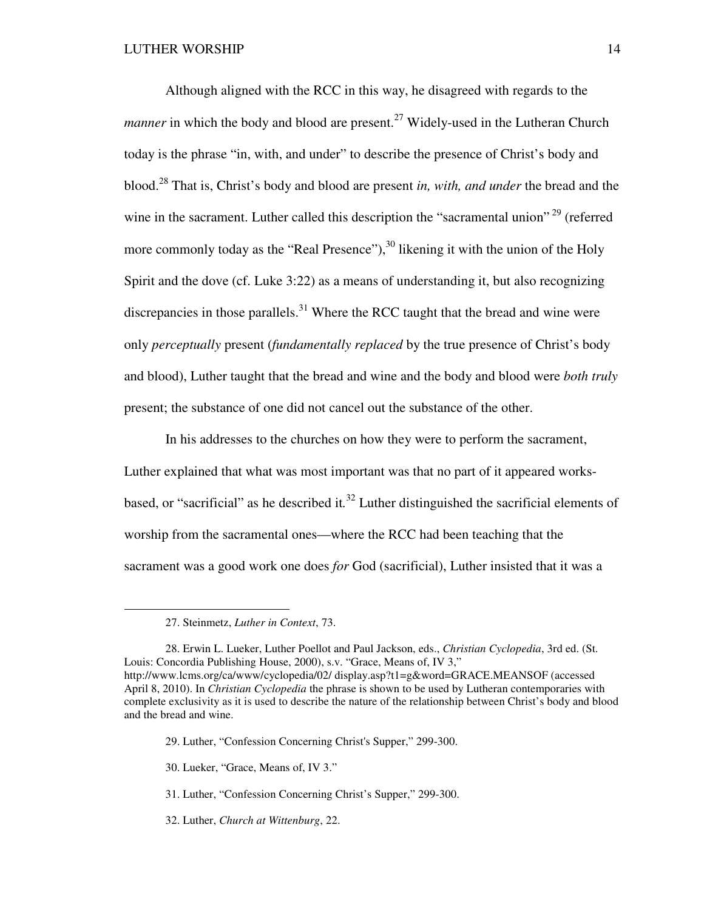Although aligned with the RCC in this way, he disagreed with regards to the *manner* in which the body and blood are present.[27] Widely-used in the Lutheran Church today is the phrase "in, with, and under" to describe the presence of Christ's body and blood.[28] That is, Christ's body and blood are present *in, with, and under* the bread and the wine in the sacrament. Luther called this description the "sacramental union" [29] (referred more commonly today as the "Real Presence"),[30] likening it with the union of the Holy Spirit and the dove (cf. Luke 3:22) as a means of understanding it, but also recognizing discrepancies in those parallels.[31] Where the RCC taught that the bread and wine were only *perceptually* present (*fundamentally replaced* by the true presence of Christ's body and blood), Luther taught that the bread and wine and the body and blood were *both truly* present; the substance of one did not cancel out the substance of the other.

In his addresses to the churches on how they were to perform the sacrament, Luther explained that what was most important was that no part of it appeared works-based, or "sacrificial" as he described it.[32] Luther distinguished the sacrificial elements of worship from the sacramental ones—where the RCC had been teaching that the sacrament was a good work one does *for* God (sacrificial), Luther insisted that it was a

---

27. Steinmetz, *Luther in Context*, 73.

28. Erwin L. Lueker, Luther Poellot and Paul Jackson, eds., *Christian Cyclopedia*, 3rd ed. (St. Louis: Concordia Publishing House, 2000), s.v. "Grace, Means of, IV 3," http://www.lcms.org/ca/www/cyclopedia/02/ display.asp?t1=g&word=GRACE.MEANSOF (accessed April 8, 2010). In *Christian Cyclopedia* the phrase is shown to be used by Lutheran contemporaries with complete exclusivity as it is used to describe the nature of the relationship between Christ's body and blood and the bread and wine.

29. Luther, "Confession Concerning Christ's Supper," 299-300.

30. Lueker, "Grace, Means of, IV 3."

31. Luther, "Confession Concerning Christ's Supper," 299-300.

32. Luther, *Church at Wittenburg*, 22.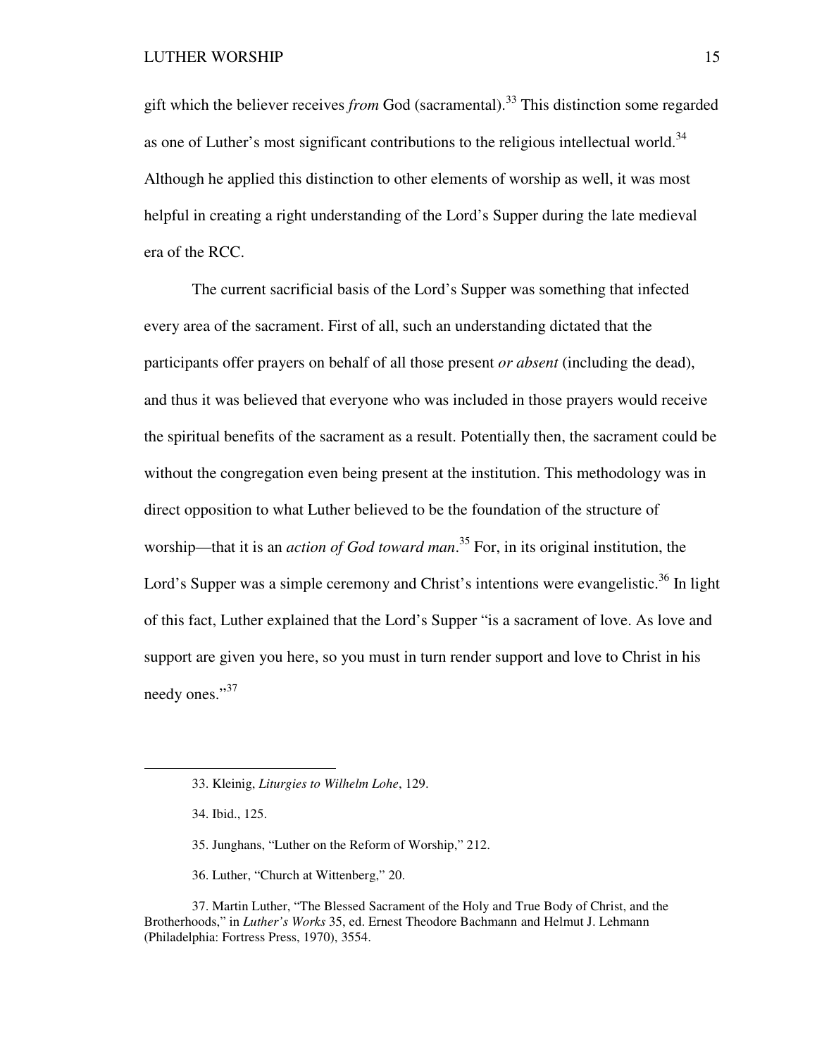gift which the believer receives *from* God (sacramental).[33] This distinction some regarded as one of Luther's most significant contributions to the religious intellectual world.[34] Although he applied this distinction to other elements of worship as well, it was most helpful in creating a right understanding of the Lord's Supper during the late medieval era of the RCC.

The current sacrificial basis of the Lord's Supper was something that infected every area of the sacrament. First of all, such an understanding dictated that the participants offer prayers on behalf of all those present *or absent* (including the dead), and thus it was believed that everyone who was included in those prayers would receive the spiritual benefits of the sacrament as a result. Potentially then, the sacrament could be without the congregation even being present at the institution. This methodology was in direct opposition to what Luther believed to be the foundation of the structure of worship—that it is an *action of God toward man*.[35] For, in its original institution, the Lord's Supper was a simple ceremony and Christ's intentions were evangelistic.[36] In light of this fact, Luther explained that the Lord's Supper "is a sacrament of love. As love and support are given you here, so you must in turn render support and love to Christ in his needy ones."[37]

---

33. Kleinig, *Liturgies to Wilhelm Lohe*, 129.

34. Ibid., 125.

35. Junghans, "Luther on the Reform of Worship," 212.

36. Luther, "Church at Wittenberg," 20.

37. Martin Luther, "The Blessed Sacrament of the Holy and True Body of Christ, and the Brotherhoods," in *Luther's Works* 35, ed. Ernest Theodore Bachmann and Helmut J. Lehmann (Philadelphia: Fortress Press, 1970), 3554.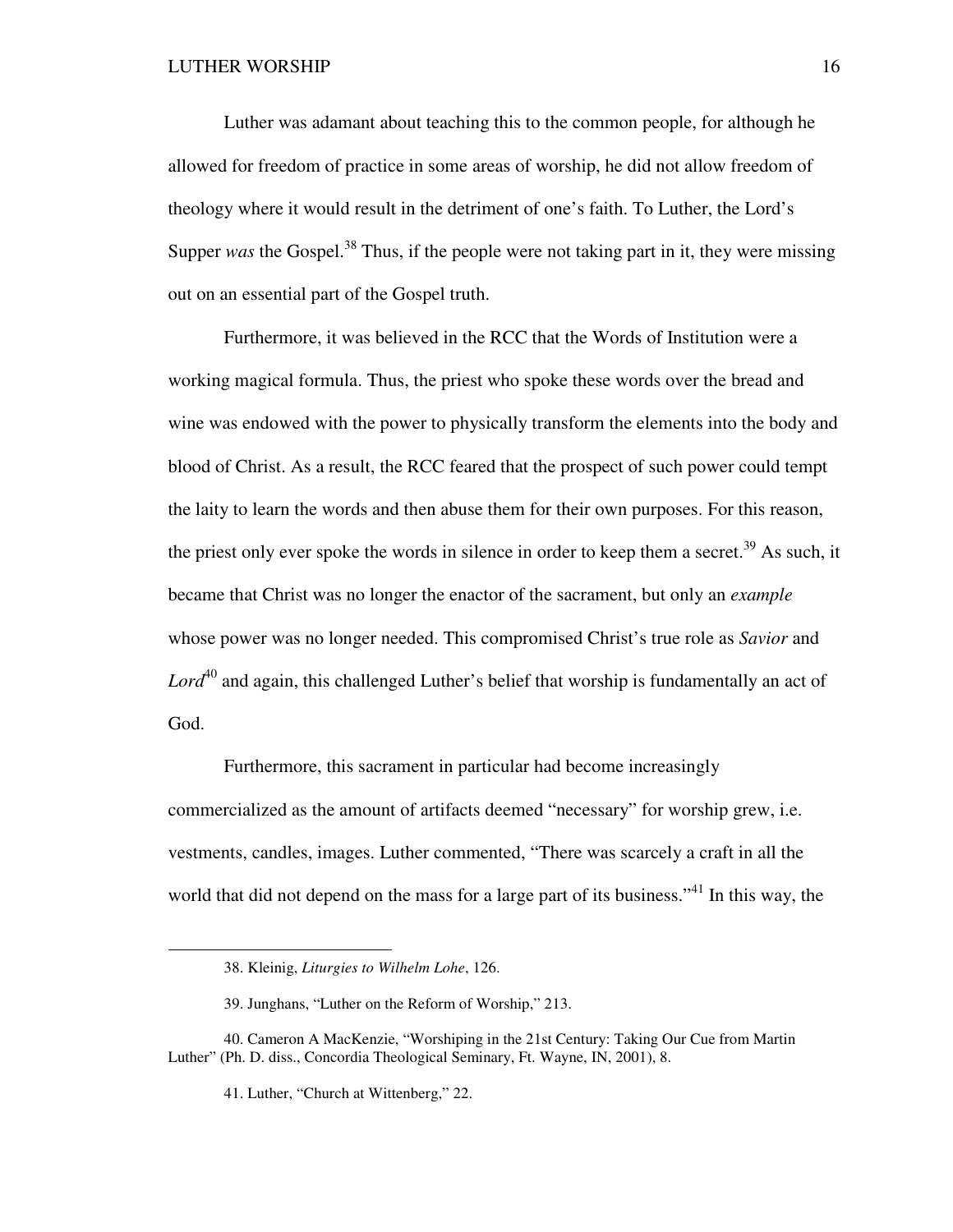Luther was adamant about teaching this to the common people, for although he allowed for freedom of practice in some areas of worship, he did not allow freedom of theology where it would result in the detriment of one's faith. To Luther, the Lord's Supper *was* the Gospel.[38] Thus, if the people were not taking part in it, they were missing out on an essential part of the Gospel truth.

Furthermore, it was believed in the RCC that the Words of Institution were a working magical formula. Thus, the priest who spoke these words over the bread and wine was endowed with the power to physically transform the elements into the body and blood of Christ. As a result, the RCC feared that the prospect of such power could tempt the laity to learn the words and then abuse them for their own purposes. For this reason, the priest only ever spoke the words in silence in order to keep them a secret.[39] As such, it became that Christ was no longer the enactor of the sacrament, but only an *example* whose power was no longer needed. This compromised Christ's true role as *Savior* and *Lord*[40] and again, this challenged Luther's belief that worship is fundamentally an act of God.

Furthermore, this sacrament in particular had become increasingly commercialized as the amount of artifacts deemed "necessary" for worship grew, i.e. vestments, candles, images. Luther commented, "There was scarcely a craft in all the world that did not depend on the mass for a large part of its business."[41] In this way, the

---

38. Kleinig, *Liturgies to Wilhelm Lohe*, 126.

39. Junghans, "Luther on the Reform of Worship," 213.

40. Cameron A MacKenzie, "Worshiping in the 21st Century: Taking Our Cue from Martin Luther" (Ph. D. diss., Concordia Theological Seminary, Ft. Wayne, IN, 2001), 8.

41. Luther, "Church at Wittenberg," 22.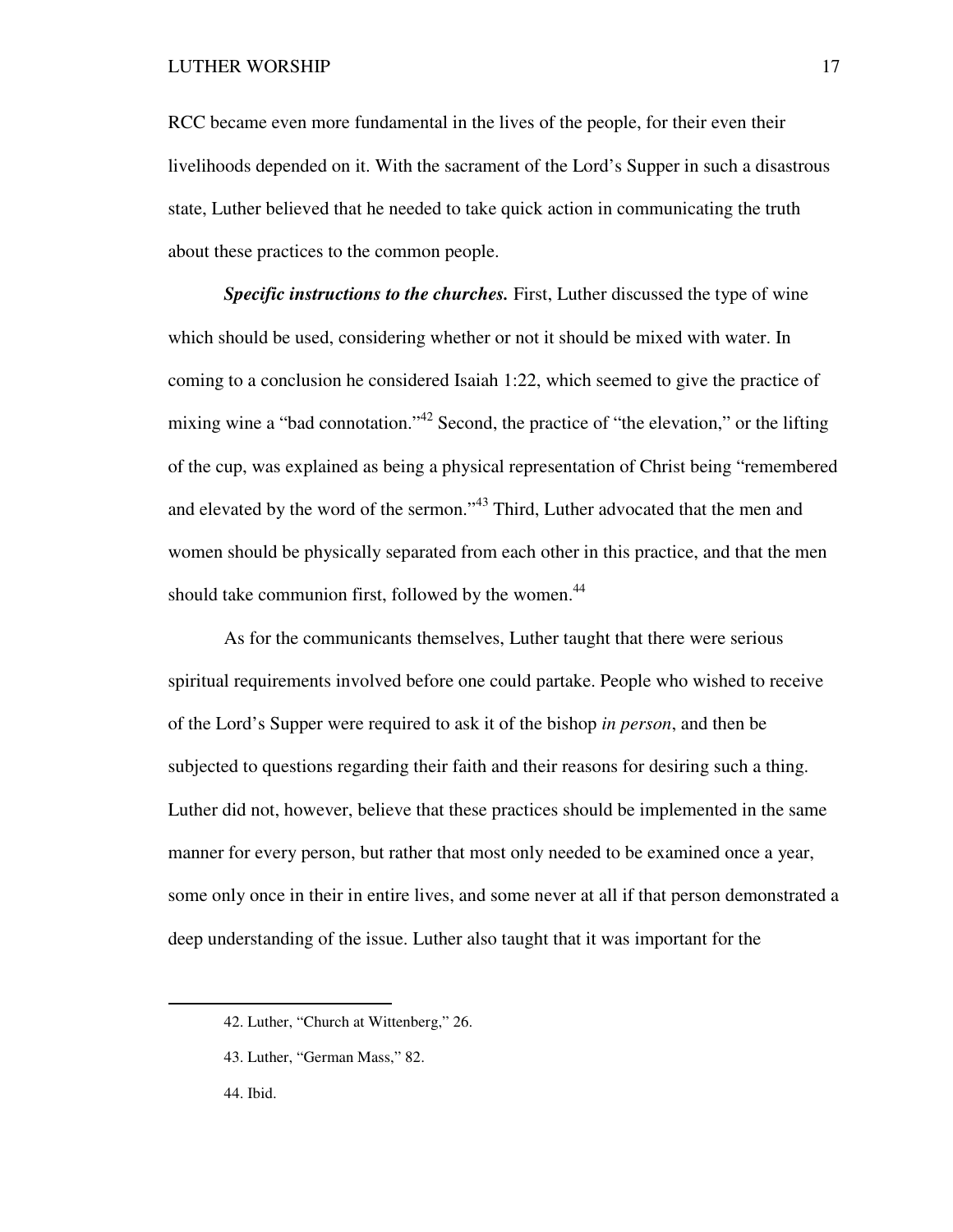RCC became even more fundamental in the lives of the people, for their even their livelihoods depended on it. With the sacrament of the Lord's Supper in such a disastrous state, Luther believed that he needed to take quick action in communicating the truth about these practices to the common people.

***Specific instructions to the churches.*** First, Luther discussed the type of wine which should be used, considering whether or not it should be mixed with water. In coming to a conclusion he considered Isaiah 1:22, which seemed to give the practice of mixing wine a "bad connotation."[42] Second, the practice of "the elevation," or the lifting of the cup, was explained as being a physical representation of Christ being "remembered and elevated by the word of the sermon."[43] Third, Luther advocated that the men and women should be physically separated from each other in this practice, and that the men should take communion first, followed by the women.[44]

As for the communicants themselves, Luther taught that there were serious spiritual requirements involved before one could partake. People who wished to receive of the Lord's Supper were required to ask it of the bishop *in person*, and then be subjected to questions regarding their faith and their reasons for desiring such a thing. Luther did not, however, believe that these practices should be implemented in the same manner for every person, but rather that most only needed to be examined once a year, some only once in their in entire lives, and some never at all if that person demonstrated a deep understanding of the issue. Luther also taught that it was important for the

---

42. Luther, "Church at Wittenberg," 26.

43. Luther, "German Mass," 82.

44. Ibid.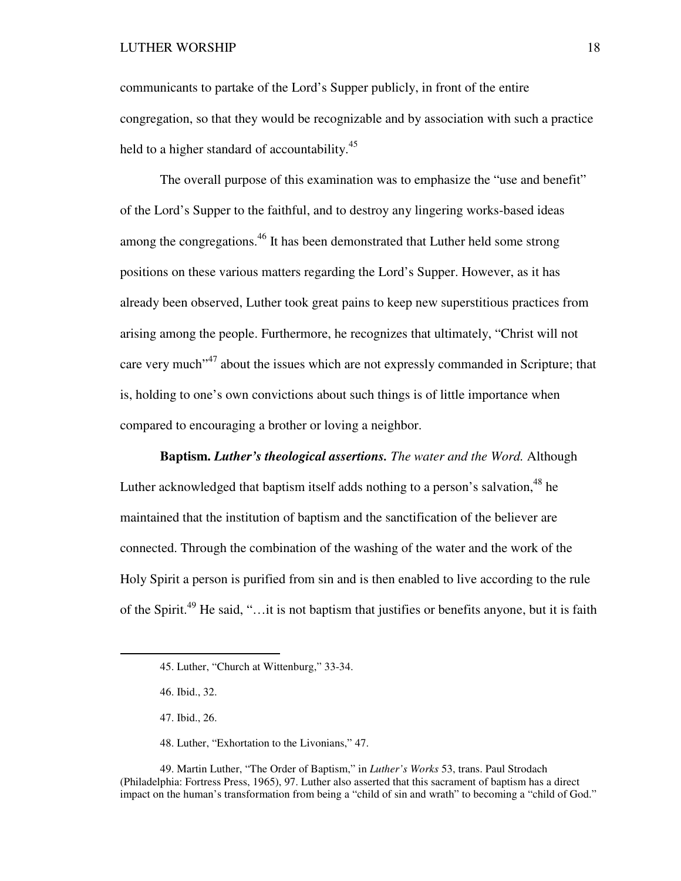communicants to partake of the Lord's Supper publicly, in front of the entire congregation, so that they would be recognizable and by association with such a practice held to a higher standard of accountability.[45]

The overall purpose of this examination was to emphasize the "use and benefit" of the Lord's Supper to the faithful, and to destroy any lingering works-based ideas among the congregations.[46] It has been demonstrated that Luther held some strong positions on these various matters regarding the Lord's Supper. However, as it has already been observed, Luther took great pains to keep new superstitious practices from arising among the people. Furthermore, he recognizes that ultimately, "Christ will not care very much"[47] about the issues which are not expressly commanded in Scripture; that is, holding to one's own convictions about such things is of little importance when compared to encouraging a brother or loving a neighbor.

**Baptism.** ***Luther's theological assertions.*** *The water and the Word.* Although Luther acknowledged that baptism itself adds nothing to a person's salvation,[48] he maintained that the institution of baptism and the sanctification of the believer are connected. Through the combination of the washing of the water and the work of the Holy Spirit a person is purified from sin and is then enabled to live according to the rule of the Spirit.[49] He said, "…it is not baptism that justifies or benefits anyone, but it is faith

---

45. Luther, "Church at Wittenburg," 33-34.

46. Ibid., 32.

47. Ibid., 26.

48. Luther, "Exhortation to the Livonians," 47.

49. Martin Luther, "The Order of Baptism," in *Luther's Works* 53, trans. Paul Strodach (Philadelphia: Fortress Press, 1965), 97. Luther also asserted that this sacrament of baptism has a direct impact on the human's transformation from being a "child of sin and wrath" to becoming a "child of God."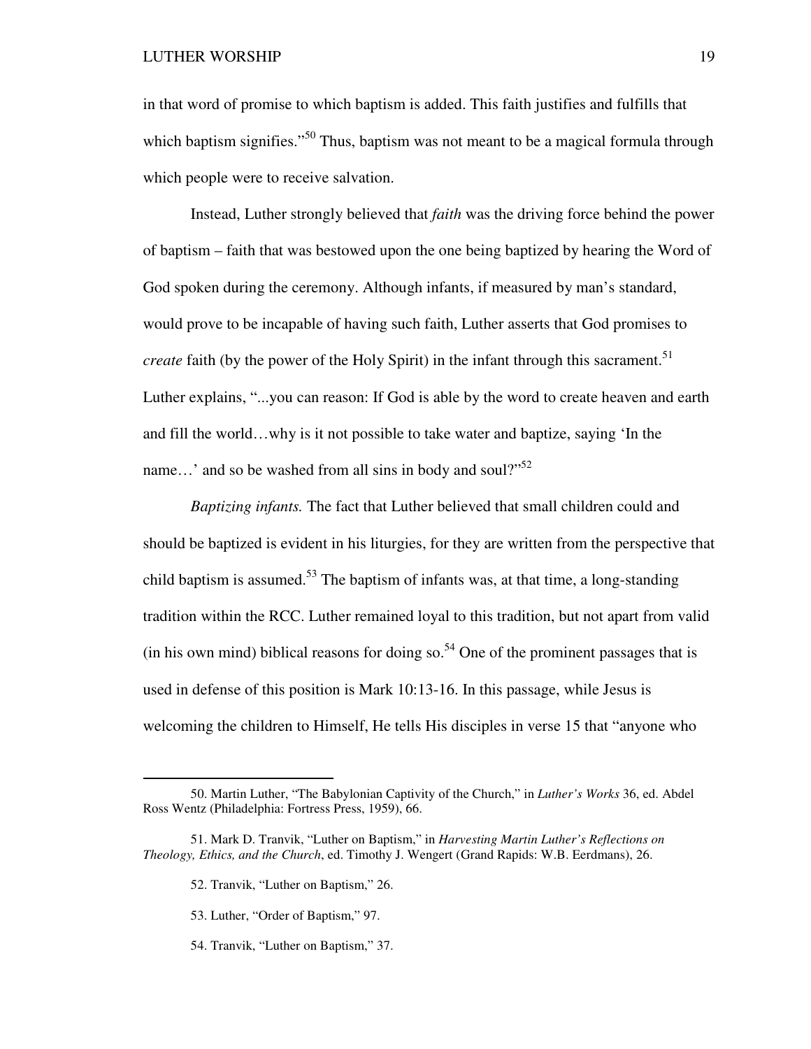in that word of promise to which baptism is added. This faith justifies and fulfills that which baptism signifies."[50] Thus, baptism was not meant to be a magical formula through which people were to receive salvation.

Instead, Luther strongly believed that *faith* was the driving force behind the power of baptism – faith that was bestowed upon the one being baptized by hearing the Word of God spoken during the ceremony. Although infants, if measured by man's standard, would prove to be incapable of having such faith, Luther asserts that God promises to *create* faith (by the power of the Holy Spirit) in the infant through this sacrament.[51] Luther explains, "...you can reason: If God is able by the word to create heaven and earth and fill the world…why is it not possible to take water and baptize, saying 'In the name…' and so be washed from all sins in body and soul?"[52]

*Baptizing infants.* The fact that Luther believed that small children could and should be baptized is evident in his liturgies, for they are written from the perspective that child baptism is assumed.[53] The baptism of infants was, at that time, a long-standing tradition within the RCC. Luther remained loyal to this tradition, but not apart from valid (in his own mind) biblical reasons for doing so.[54] One of the prominent passages that is used in defense of this position is Mark 10:13-16. In this passage, while Jesus is welcoming the children to Himself, He tells His disciples in verse 15 that "anyone who

---

50. Martin Luther, "The Babylonian Captivity of the Church," in *Luther's Works* 36, ed. Abdel Ross Wentz (Philadelphia: Fortress Press, 1959), 66.

51. Mark D. Tranvik, "Luther on Baptism," in *Harvesting Martin Luther's Reflections on Theology, Ethics, and the Church*, ed. Timothy J. Wengert (Grand Rapids: W.B. Eerdmans), 26.

52. Tranvik, "Luther on Baptism," 26.

53. Luther, "Order of Baptism," 97.

54. Tranvik, "Luther on Baptism," 37.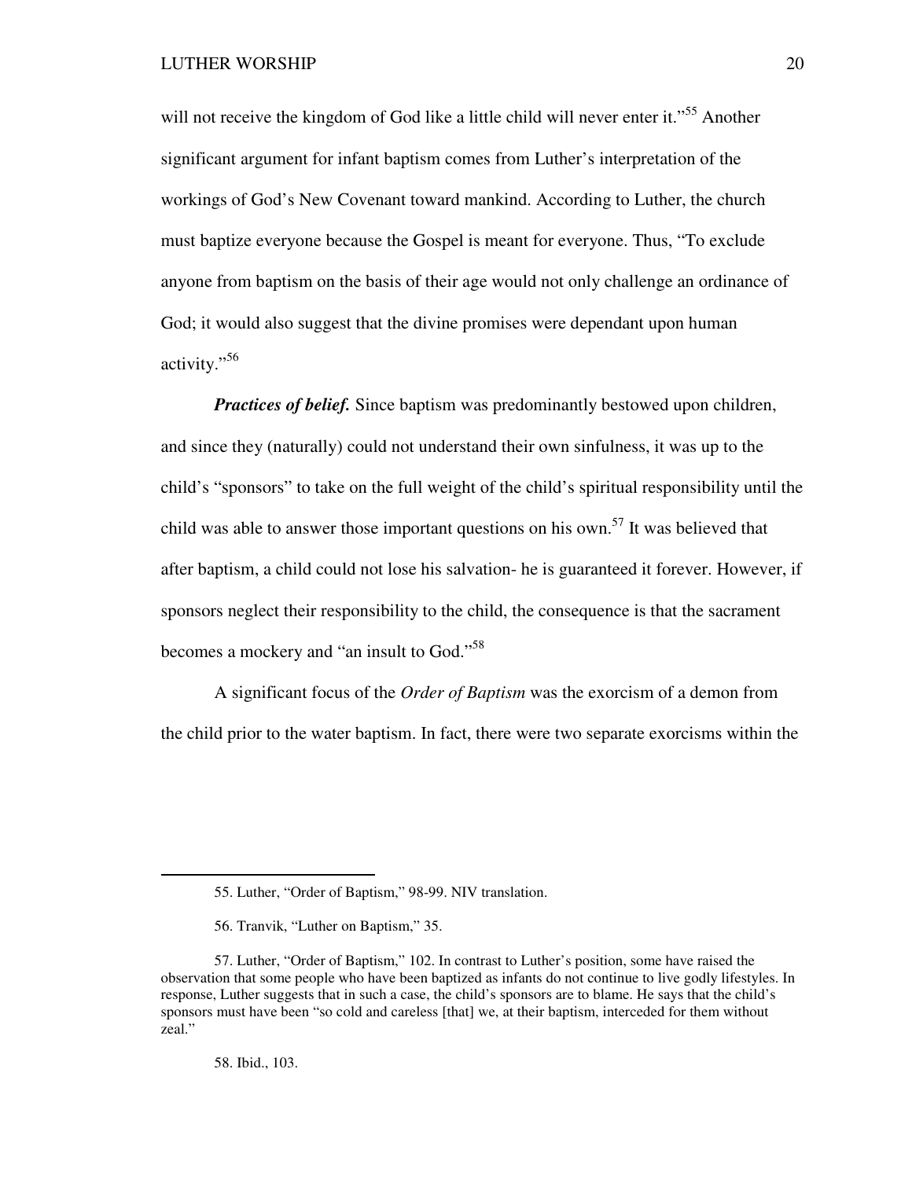will not receive the kingdom of God like a little child will never enter it."[55] Another significant argument for infant baptism comes from Luther's interpretation of the workings of God's New Covenant toward mankind. According to Luther, the church must baptize everyone because the Gospel is meant for everyone. Thus, "To exclude anyone from baptism on the basis of their age would not only challenge an ordinance of God; it would also suggest that the divine promises were dependant upon human activity."[56]

***Practices of belief.*** Since baptism was predominantly bestowed upon children, and since they (naturally) could not understand their own sinfulness, it was up to the child's "sponsors" to take on the full weight of the child's spiritual responsibility until the child was able to answer those important questions on his own.[57] It was believed that after baptism, a child could not lose his salvation- he is guaranteed it forever. However, if sponsors neglect their responsibility to the child, the consequence is that the sacrament becomes a mockery and "an insult to God."[58]

A significant focus of the *Order of Baptism* was the exorcism of a demon from the child prior to the water baptism. In fact, there were two separate exorcisms within the

---

55. Luther, "Order of Baptism," 98-99. NIV translation.

56. Tranvik, "Luther on Baptism," 35.

57. Luther, "Order of Baptism," 102. In contrast to Luther's position, some have raised the observation that some people who have been baptized as infants do not continue to live godly lifestyles. In response, Luther suggests that in such a case, the child's sponsors are to blame. He says that the child's sponsors must have been "so cold and careless [that] we, at their baptism, interceded for them without zeal."

58. Ibid., 103.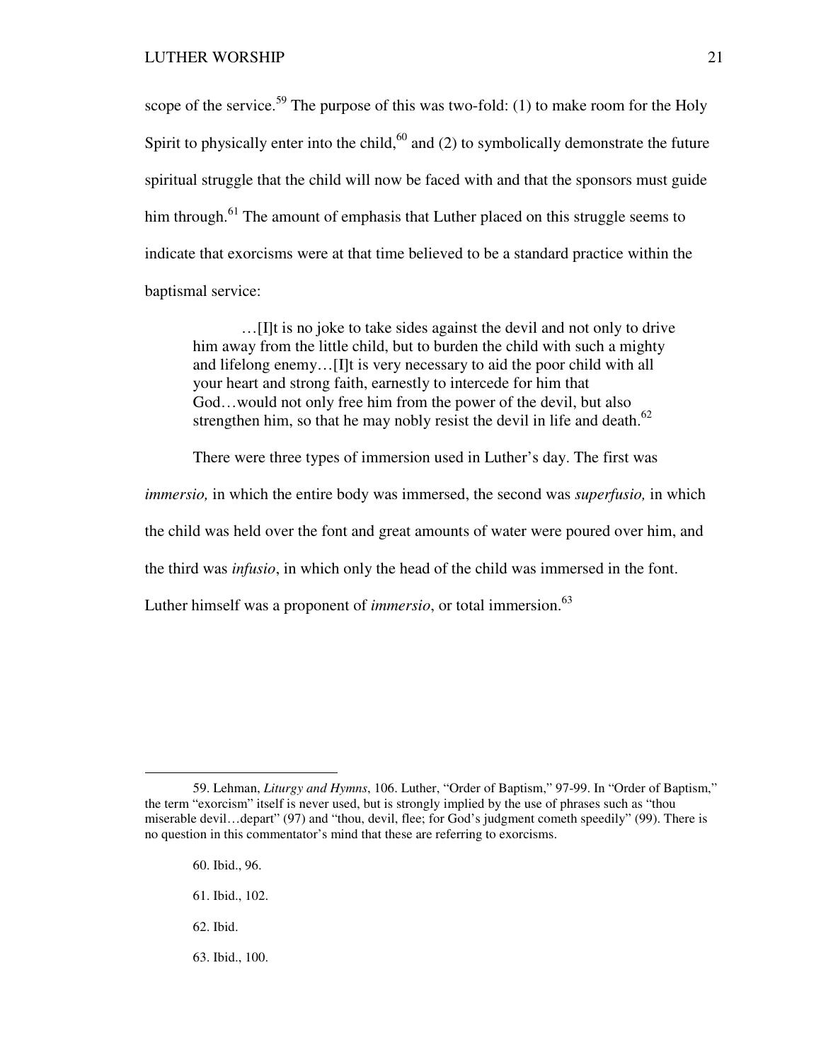scope of the service.[59] The purpose of this was two-fold: (1) to make room for the Holy Spirit to physically enter into the child,[60] and (2) to symbolically demonstrate the future spiritual struggle that the child will now be faced with and that the sponsors must guide him through.[61] The amount of emphasis that Luther placed on this struggle seems to indicate that exorcisms were at that time believed to be a standard practice within the baptismal service:

> …[I]t is no joke to take sides against the devil and not only to drive him away from the little child, but to burden the child with such a mighty and lifelong enemy…[I]t is very necessary to aid the poor child with all your heart and strong faith, earnestly to intercede for him that God…would not only free him from the power of the devil, but also strengthen him, so that he may nobly resist the devil in life and death.[62]

There were three types of immersion used in Luther's day. The first was *immersio,* in which the entire body was immersed, the second was *superfusio,* in which the child was held over the font and great amounts of water were poured over him, and the third was *infusio*, in which only the head of the child was immersed in the font. Luther himself was a proponent of *immersio*, or total immersion.[63]

---

59. Lehman, *Liturgy and Hymns*, 106. Luther, "Order of Baptism," 97-99. In "Order of Baptism," the term "exorcism" itself is never used, but is strongly implied by the use of phrases such as "thou miserable devil…depart" (97) and "thou, devil, flee; for God's judgment cometh speedily" (99). There is no question in this commentator's mind that these are referring to exorcisms.

60. Ibid., 96.

61. Ibid., 102.

62. Ibid.

63. Ibid., 100.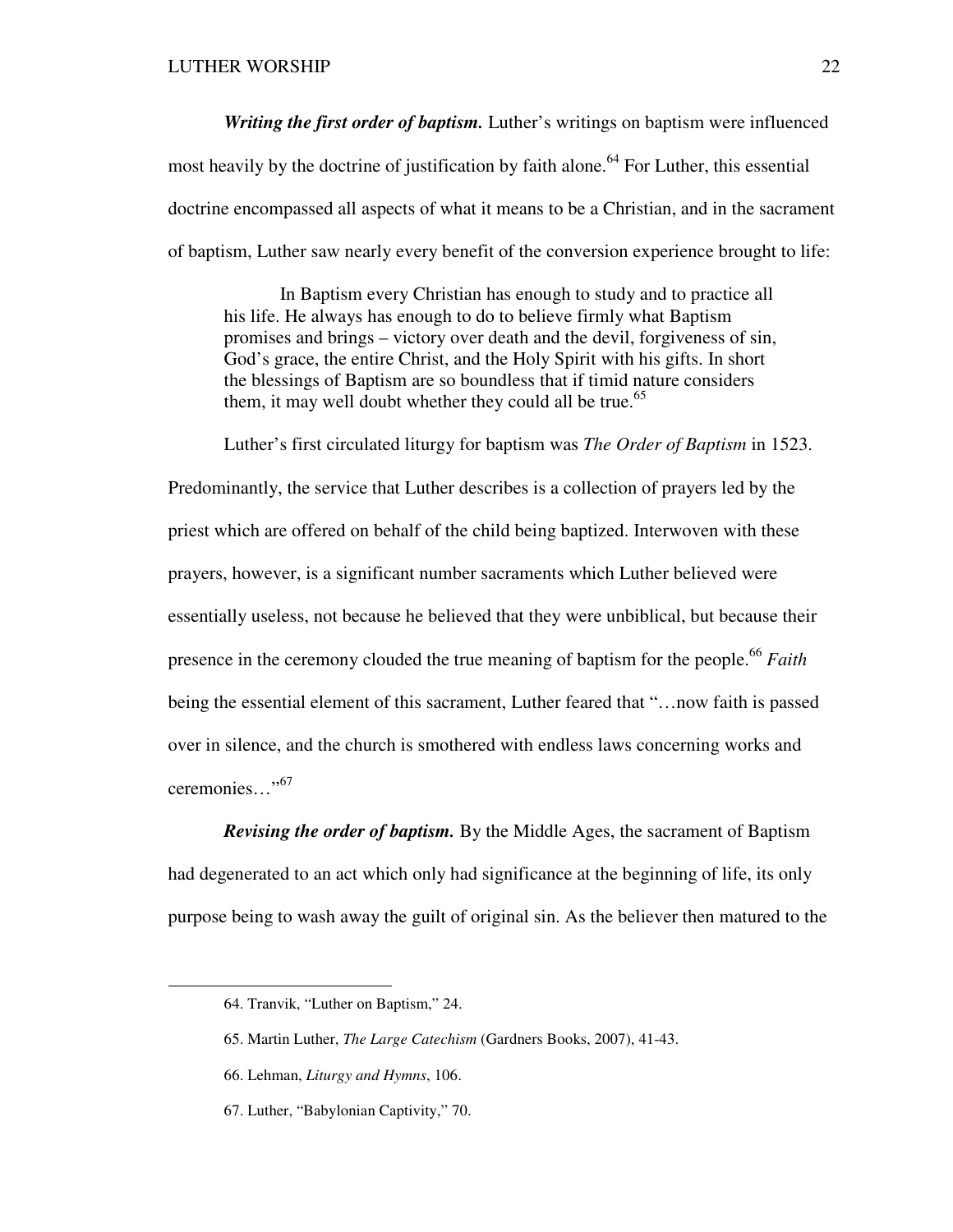***Writing the first order of baptism.*** Luther's writings on baptism were influenced most heavily by the doctrine of justification by faith alone.[64] For Luther, this essential doctrine encompassed all aspects of what it means to be a Christian, and in the sacrament of baptism, Luther saw nearly every benefit of the conversion experience brought to life:

> In Baptism every Christian has enough to study and to practice all his life. He always has enough to do to believe firmly what Baptism promises and brings – victory over death and the devil, forgiveness of sin, God's grace, the entire Christ, and the Holy Spirit with his gifts. In short the blessings of Baptism are so boundless that if timid nature considers them, it may well doubt whether they could all be true.[65]

Luther's first circulated liturgy for baptism was *The Order of Baptism* in 1523. Predominantly, the service that Luther describes is a collection of prayers led by the priest which are offered on behalf of the child being baptized. Interwoven with these prayers, however, is a significant number sacraments which Luther believed were essentially useless, not because he believed that they were unbiblical, but because their presence in the ceremony clouded the true meaning of baptism for the people.[66] *Faith* being the essential element of this sacrament, Luther feared that "…now faith is passed over in silence, and the church is smothered with endless laws concerning works and ceremonies…"[67]

***Revising the order of baptism.*** By the Middle Ages, the sacrament of Baptism had degenerated to an act which only had significance at the beginning of life, its only purpose being to wash away the guilt of original sin. As the believer then matured to the

---

64. Tranvik, "Luther on Baptism," 24.

65. Martin Luther, *The Large Catechism* (Gardners Books, 2007), 41-43.

66. Lehman, *Liturgy and Hymns*, 106.

67. Luther, "Babylonian Captivity," 70.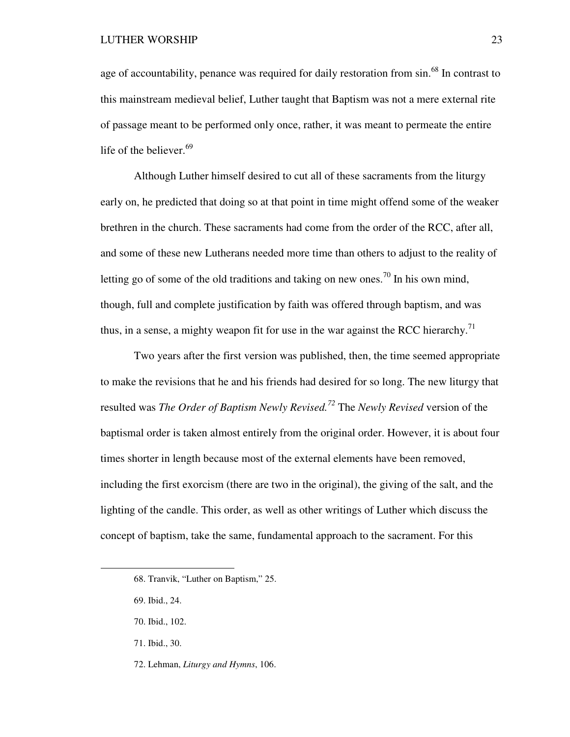age of accountability, penance was required for daily restoration from sin.[68] In contrast to this mainstream medieval belief, Luther taught that Baptism was not a mere external rite of passage meant to be performed only once, rather, it was meant to permeate the entire life of the believer.[69]

Although Luther himself desired to cut all of these sacraments from the liturgy early on, he predicted that doing so at that point in time might offend some of the weaker brethren in the church. These sacraments had come from the order of the RCC, after all, and some of these new Lutherans needed more time than others to adjust to the reality of letting go of some of the old traditions and taking on new ones.[70] In his own mind, though, full and complete justification by faith was offered through baptism, and was thus, in a sense, a mighty weapon fit for use in the war against the RCC hierarchy.[71]

Two years after the first version was published, then, the time seemed appropriate to make the revisions that he and his friends had desired for so long. The new liturgy that resulted was *The Order of Baptism Newly Revised.*[72] The *Newly Revised* version of the baptismal order is taken almost entirely from the original order. However, it is about four times shorter in length because most of the external elements have been removed, including the first exorcism (there are two in the original), the giving of the salt, and the lighting of the candle. This order, as well as other writings of Luther which discuss the concept of baptism, take the same, fundamental approach to the sacrament. For this

---

68. Tranvik, "Luther on Baptism," 25.

69. Ibid., 24.

70. Ibid., 102.

71. Ibid., 30.

72. Lehman, *Liturgy and Hymns*, 106.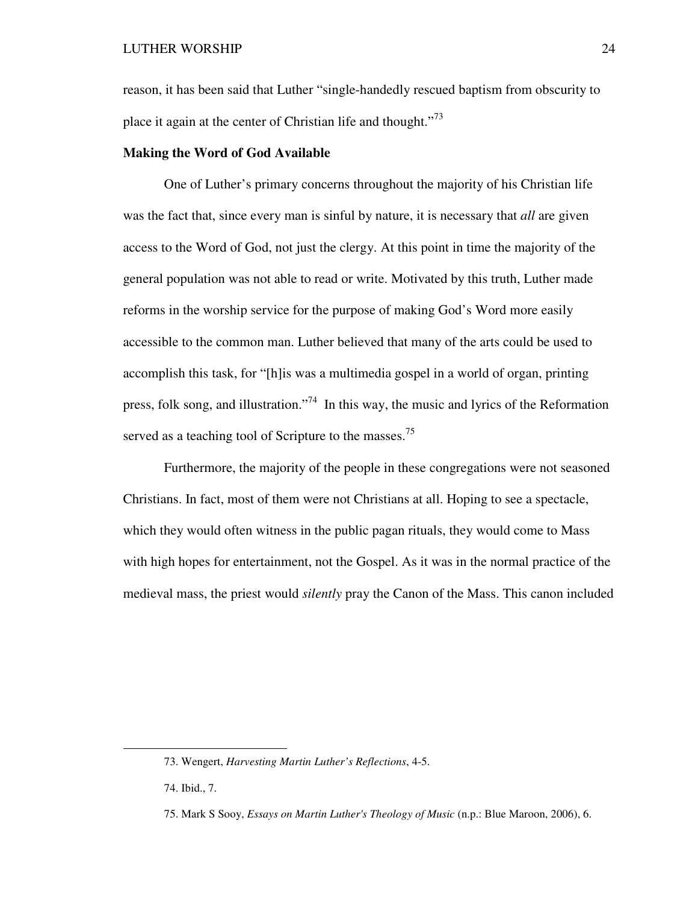reason, it has been said that Luther "single-handedly rescued baptism from obscurity to place it again at the center of Christian life and thought."[73]

**Making the Word of God Available**

One of Luther's primary concerns throughout the majority of his Christian life was the fact that, since every man is sinful by nature, it is necessary that *all* are given access to the Word of God, not just the clergy. At this point in time the majority of the general population was not able to read or write. Motivated by this truth, Luther made reforms in the worship service for the purpose of making God's Word more easily accessible to the common man. Luther believed that many of the arts could be used to accomplish this task, for "[h]is was a multimedia gospel in a world of organ, printing press, folk song, and illustration."[74] In this way, the music and lyrics of the Reformation served as a teaching tool of Scripture to the masses.[75]

Furthermore, the majority of the people in these congregations were not seasoned Christians. In fact, most of them were not Christians at all. Hoping to see a spectacle, which they would often witness in the public pagan rituals, they would come to Mass with high hopes for entertainment, not the Gospel. As it was in the normal practice of the medieval mass, the priest would *silently* pray the Canon of the Mass. This canon included

---

73. Wengert, *Harvesting Martin Luther's Reflections*, 4-5.

74. Ibid., 7.

75. Mark S Sooy, *Essays on Martin Luther's Theology of Music* (n.p.: Blue Maroon, 2006), 6.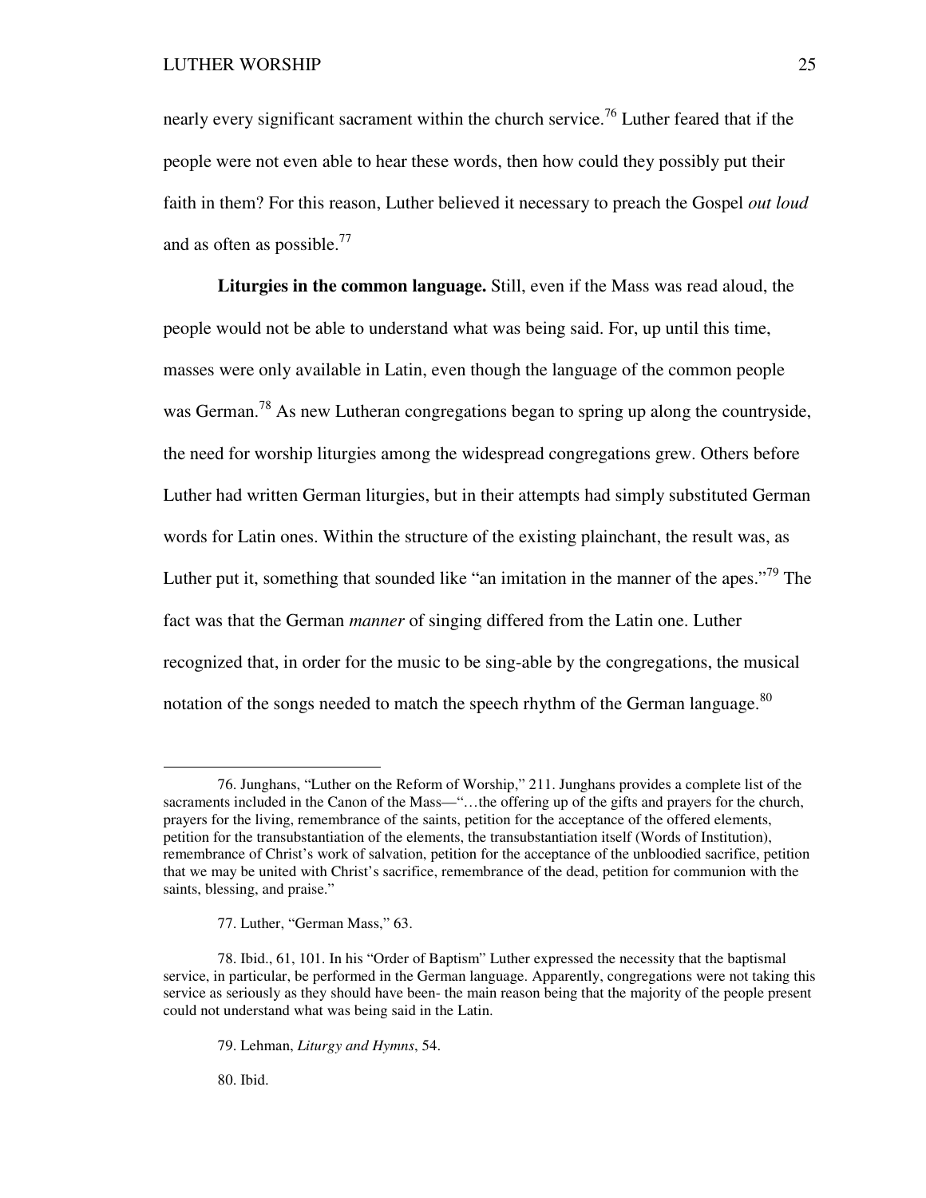nearly every significant sacrament within the church service.[76] Luther feared that if the people were not even able to hear these words, then how could they possibly put their faith in them? For this reason, Luther believed it necessary to preach the Gospel *out loud* and as often as possible.[77]

**Liturgies in the common language.** Still, even if the Mass was read aloud, the people would not be able to understand what was being said. For, up until this time, masses were only available in Latin, even though the language of the common people was German.[78] As new Lutheran congregations began to spring up along the countryside, the need for worship liturgies among the widespread congregations grew. Others before Luther had written German liturgies, but in their attempts had simply substituted German words for Latin ones. Within the structure of the existing plainchant, the result was, as Luther put it, something that sounded like "an imitation in the manner of the apes."[79] The fact was that the German *manner* of singing differed from the Latin one. Luther recognized that, in order for the music to be sing-able by the congregations, the musical notation of the songs needed to match the speech rhythm of the German language.[80]

---

76. Junghans, "Luther on the Reform of Worship," 211. Junghans provides a complete list of the sacraments included in the Canon of the Mass—"…the offering up of the gifts and prayers for the church, prayers for the living, remembrance of the saints, petition for the acceptance of the offered elements, petition for the transubstantiation of the elements, the transubstantiation itself (Words of Institution), remembrance of Christ's work of salvation, petition for the acceptance of the unbloodied sacrifice, petition that we may be united with Christ's sacrifice, remembrance of the dead, petition for communion with the saints, blessing, and praise."

77. Luther, "German Mass," 63.

78. Ibid., 61, 101. In his "Order of Baptism" Luther expressed the necessity that the baptismal service, in particular, be performed in the German language. Apparently, congregations were not taking this service as seriously as they should have been- the main reason being that the majority of the people present could not understand what was being said in the Latin.

79. Lehman, *Liturgy and Hymns*, 54.

80. Ibid.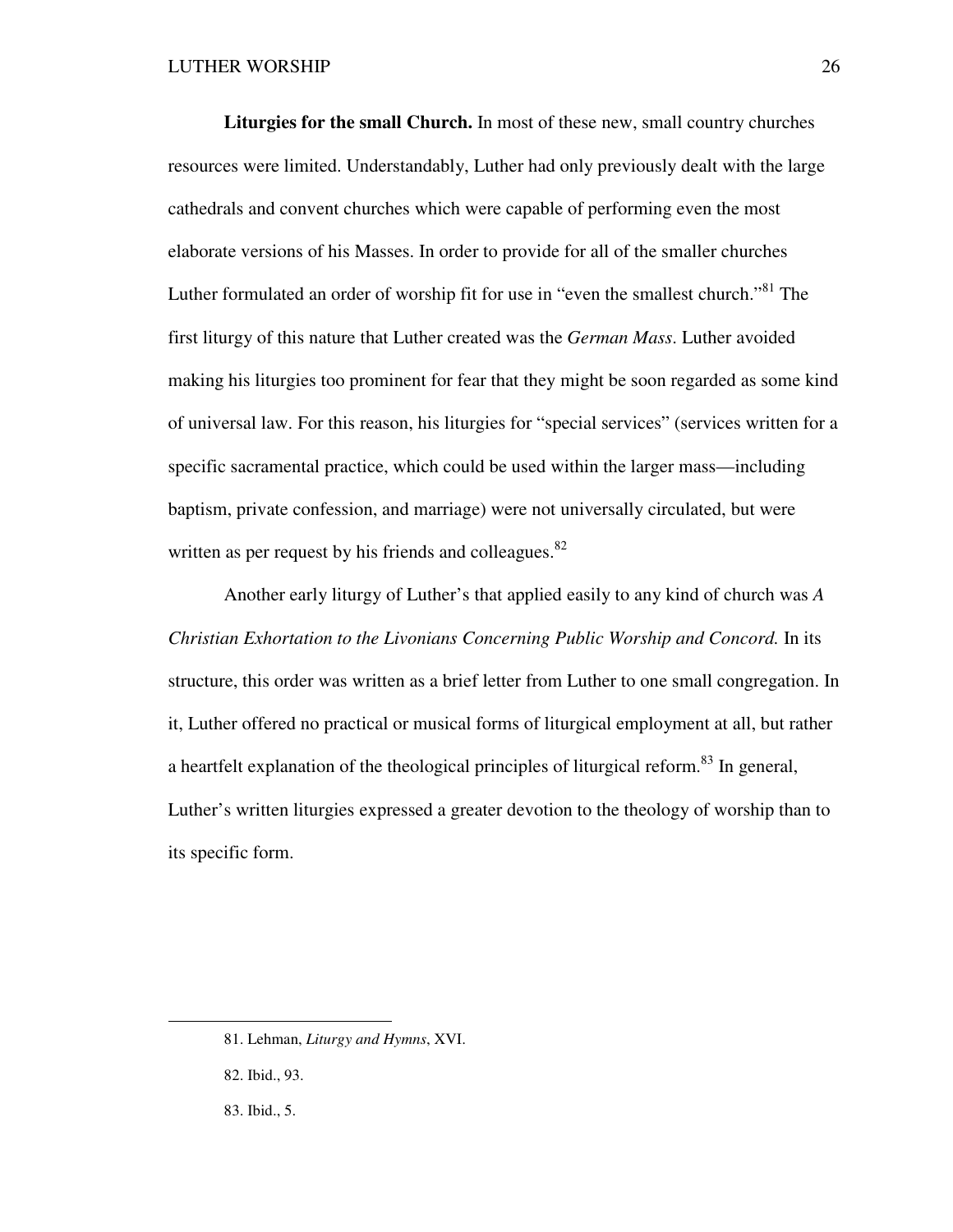**Liturgies for the small Church.** In most of these new, small country churches resources were limited. Understandably, Luther had only previously dealt with the large cathedrals and convent churches which were capable of performing even the most elaborate versions of his Masses. In order to provide for all of the smaller churches Luther formulated an order of worship fit for use in "even the smallest church."[81] The first liturgy of this nature that Luther created was the *German Mass*. Luther avoided making his liturgies too prominent for fear that they might be soon regarded as some kind of universal law. For this reason, his liturgies for "special services" (services written for a specific sacramental practice, which could be used within the larger mass—including baptism, private confession, and marriage) were not universally circulated, but were written as per request by his friends and colleagues.[82]

Another early liturgy of Luther's that applied easily to any kind of church was *A Christian Exhortation to the Livonians Concerning Public Worship and Concord.* In its structure, this order was written as a brief letter from Luther to one small congregation. In it, Luther offered no practical or musical forms of liturgical employment at all, but rather a heartfelt explanation of the theological principles of liturgical reform.[83] In general, Luther's written liturgies expressed a greater devotion to the theology of worship than to its specific form.

---

81. Lehman, *Liturgy and Hymns*, XVI.

82. Ibid., 93.

83. Ibid., 5.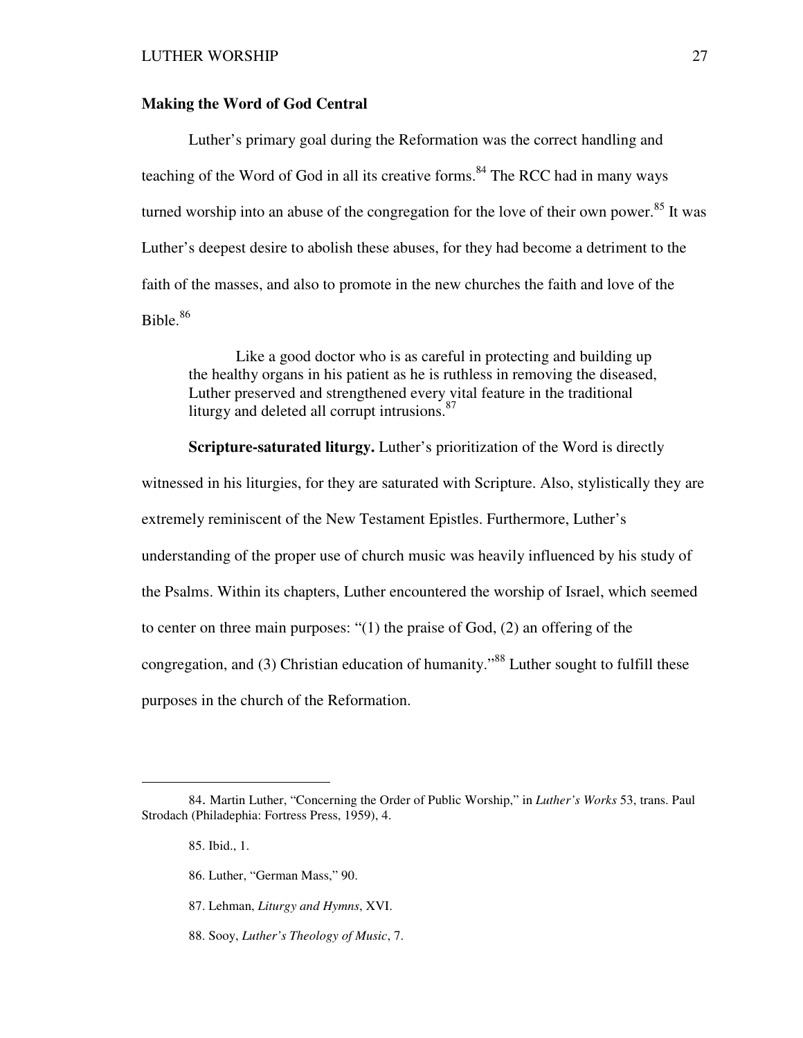**Making the Word of God Central**

Luther's primary goal during the Reformation was the correct handling and teaching of the Word of God in all its creative forms.[84] The RCC had in many ways turned worship into an abuse of the congregation for the love of their own power.[85] It was Luther's deepest desire to abolish these abuses, for they had become a detriment to the faith of the masses, and also to promote in the new churches the faith and love of the Bible.[86]

> Like a good doctor who is as careful in protecting and building up the healthy organs in his patient as he is ruthless in removing the diseased, Luther preserved and strengthened every vital feature in the traditional liturgy and deleted all corrupt intrusions.[87]

**Scripture-saturated liturgy.** Luther's prioritization of the Word is directly witnessed in his liturgies, for they are saturated with Scripture. Also, stylistically they are extremely reminiscent of the New Testament Epistles. Furthermore, Luther's understanding of the proper use of church music was heavily influenced by his study of the Psalms. Within its chapters, Luther encountered the worship of Israel, which seemed to center on three main purposes: "(1) the praise of God, (2) an offering of the congregation, and (3) Christian education of humanity."[88] Luther sought to fulfill these purposes in the church of the Reformation.

---

84. Martin Luther, "Concerning the Order of Public Worship," in *Luther's Works* 53, trans. Paul Strodach (Philadephia: Fortress Press, 1959), 4.

85. Ibid., 1.

86. Luther, "German Mass," 90.

87. Lehman, *Liturgy and Hymns*, XVI.

88. Sooy, *Luther's Theology of Music*, 7.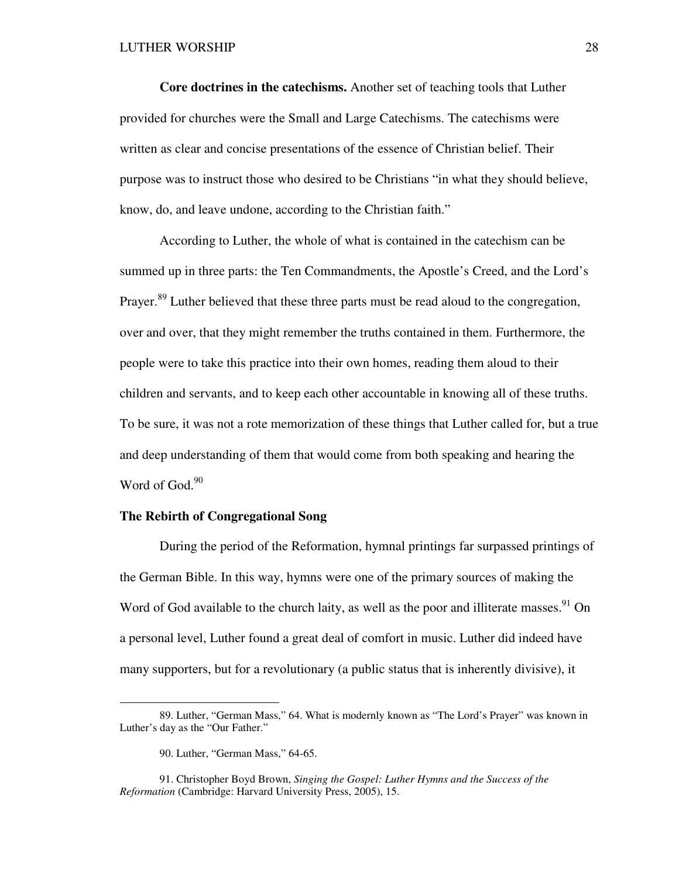**Core doctrines in the catechisms.** Another set of teaching tools that Luther provided for churches were the Small and Large Catechisms. The catechisms were written as clear and concise presentations of the essence of Christian belief. Their purpose was to instruct those who desired to be Christians "in what they should believe, know, do, and leave undone, according to the Christian faith."

According to Luther, the whole of what is contained in the catechism can be summed up in three parts: the Ten Commandments, the Apostle's Creed, and the Lord's Prayer.[89] Luther believed that these three parts must be read aloud to the congregation, over and over, that they might remember the truths contained in them. Furthermore, the people were to take this practice into their own homes, reading them aloud to their children and servants, and to keep each other accountable in knowing all of these truths. To be sure, it was not a rote memorization of these things that Luther called for, but a true and deep understanding of them that would come from both speaking and hearing the Word of God.[90]

### The Rebirth of Congregational Song

During the period of the Reformation, hymnal printings far surpassed printings of the German Bible. In this way, hymns were one of the primary sources of making the Word of God available to the church laity, as well as the poor and illiterate masses.[91] On a personal level, Luther found a great deal of comfort in music. Luther did indeed have many supporters, but for a revolutionary (a public status that is inherently divisive), it

---

89. Luther, "German Mass," 64. What is modernly known as "The Lord's Prayer" was known in Luther's day as the "Our Father."

90. Luther, "German Mass," 64-65.

91. Christopher Boyd Brown, *Singing the Gospel: Luther Hymns and the Success of the Reformation* (Cambridge: Harvard University Press, 2005), 15.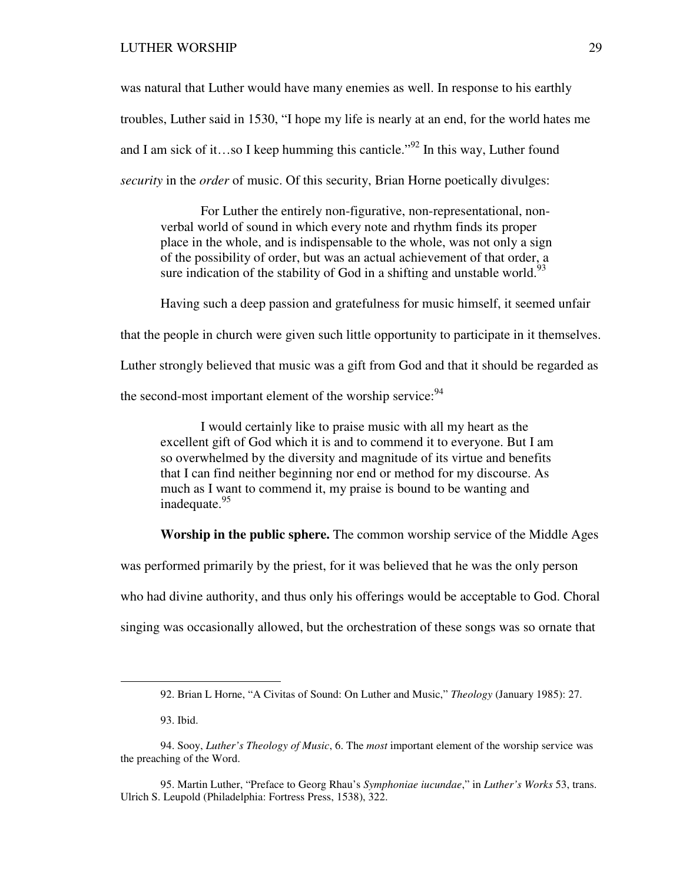was natural that Luther would have many enemies as well. In response to his earthly troubles, Luther said in 1530, "I hope my life is nearly at an end, for the world hates me and I am sick of it…so I keep humming this canticle."[92] In this way, Luther found *security* in the *order* of music. Of this security, Brian Horne poetically divulges:

> For Luther the entirely non-figurative, non-representational, non-verbal world of sound in which every note and rhythm finds its proper place in the whole, and is indispensable to the whole, was not only a sign of the possibility of order, but was an actual achievement of that order, a sure indication of the stability of God in a shifting and unstable world.[93]

Having such a deep passion and gratefulness for music himself, it seemed unfair that the people in church were given such little opportunity to participate in it themselves. Luther strongly believed that music was a gift from God and that it should be regarded as the second-most important element of the worship service:[94]

> I would certainly like to praise music with all my heart as the excellent gift of God which it is and to commend it to everyone. But I am so overwhelmed by the diversity and magnitude of its virtue and benefits that I can find neither beginning nor end or method for my discourse. As much as I want to commend it, my praise is bound to be wanting and inadequate.[95]

**Worship in the public sphere.** The common worship service of the Middle Ages was performed primarily by the priest, for it was believed that he was the only person who had divine authority, and thus only his offerings would be acceptable to God. Choral singing was occasionally allowed, but the orchestration of these songs was so ornate that

---

92. Brian L Horne, "A Civitas of Sound: On Luther and Music," *Theology* (January 1985): 27.

93. Ibid.

94. Sooy, *Luther's Theology of Music*, 6. The *most* important element of the worship service was the preaching of the Word.

95. Martin Luther, "Preface to Georg Rhau's *Symphoniae iucundae*," in *Luther's Works* 53, trans. Ulrich S. Leupold (Philadelphia: Fortress Press, 1538), 322.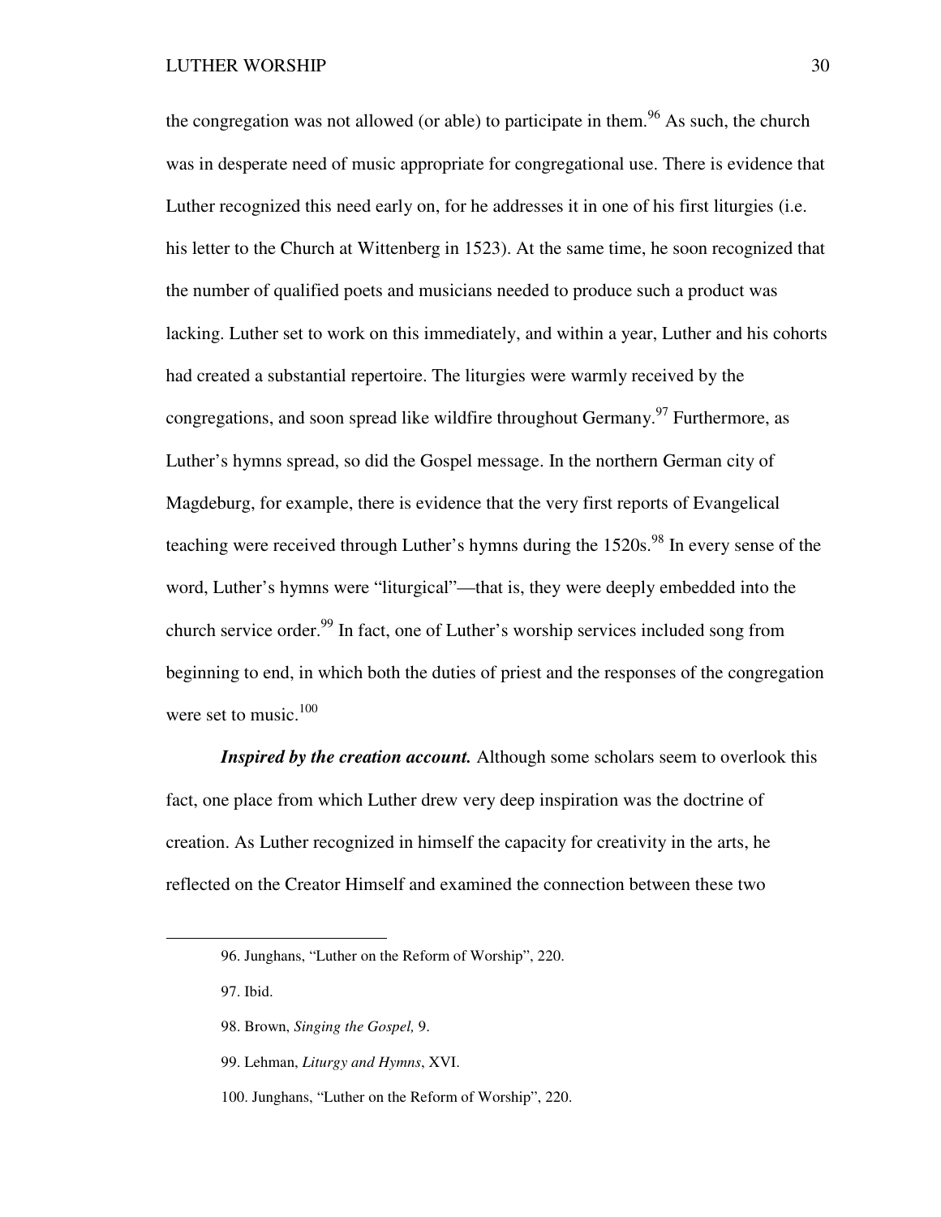the congregation was not allowed (or able) to participate in them.[96] As such, the church was in desperate need of music appropriate for congregational use. There is evidence that Luther recognized this need early on, for he addresses it in one of his first liturgies (i.e. his letter to the Church at Wittenberg in 1523). At the same time, he soon recognized that the number of qualified poets and musicians needed to produce such a product was lacking. Luther set to work on this immediately, and within a year, Luther and his cohorts had created a substantial repertoire. The liturgies were warmly received by the congregations, and soon spread like wildfire throughout Germany.[97] Furthermore, as Luther's hymns spread, so did the Gospel message. In the northern German city of Magdeburg, for example, there is evidence that the very first reports of Evangelical teaching were received through Luther's hymns during the 1520s.[98] In every sense of the word, Luther's hymns were "liturgical"—that is, they were deeply embedded into the church service order.[99] In fact, one of Luther's worship services included song from beginning to end, in which both the duties of priest and the responses of the congregation were set to music.[100]

***Inspired by the creation account.*** Although some scholars seem to overlook this fact, one place from which Luther drew very deep inspiration was the doctrine of creation. As Luther recognized in himself the capacity for creativity in the arts, he reflected on the Creator Himself and examined the connection between these two

---

96. Junghans, "Luther on the Reform of Worship", 220.

97. Ibid.

98. Brown, *Singing the Gospel,* 9.

99. Lehman, *Liturgy and Hymns*, XVI.

100. Junghans, "Luther on the Reform of Worship", 220.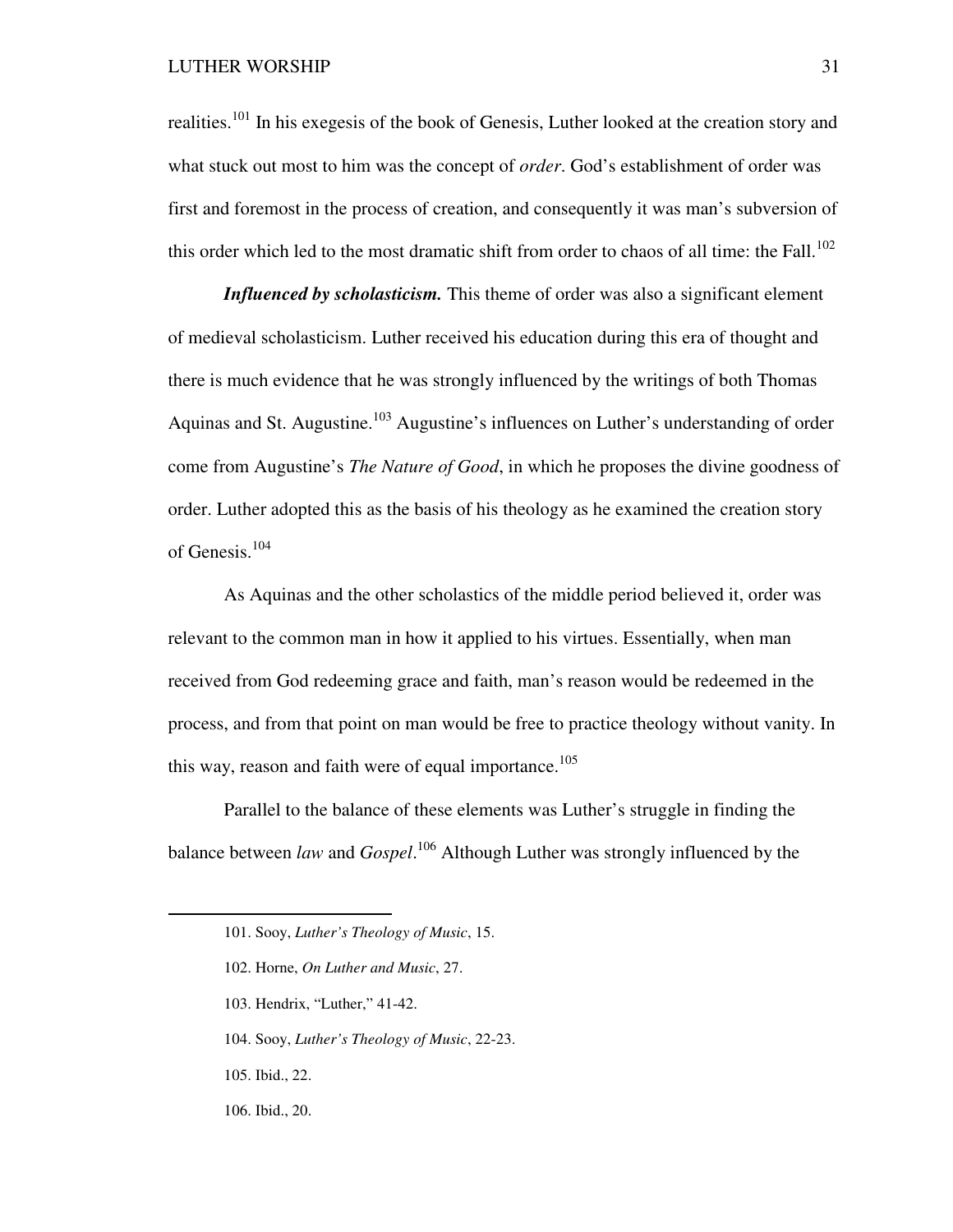realities.[101] In his exegesis of the book of Genesis, Luther looked at the creation story and what stuck out most to him was the concept of *order*. God's establishment of order was first and foremost in the process of creation, and consequently it was man's subversion of this order which led to the most dramatic shift from order to chaos of all time: the Fall.[102]

***Influenced by scholasticism.*** This theme of order was also a significant element of medieval scholasticism. Luther received his education during this era of thought and there is much evidence that he was strongly influenced by the writings of both Thomas Aquinas and St. Augustine.[103] Augustine's influences on Luther's understanding of order come from Augustine's *The Nature of Good*, in which he proposes the divine goodness of order. Luther adopted this as the basis of his theology as he examined the creation story of Genesis.[104]

As Aquinas and the other scholastics of the middle period believed it, order was relevant to the common man in how it applied to his virtues. Essentially, when man received from God redeeming grace and faith, man's reason would be redeemed in the process, and from that point on man would be free to practice theology without vanity. In this way, reason and faith were of equal importance.[105]

Parallel to the balance of these elements was Luther's struggle in finding the balance between *law* and *Gospel*.[106] Although Luther was strongly influenced by the

---

101. Sooy, *Luther's Theology of Music*, 15.

102. Horne, *On Luther and Music*, 27.

103. Hendrix, "Luther," 41-42.

104. Sooy, *Luther's Theology of Music*, 22-23.

105. Ibid., 22.

106. Ibid., 20.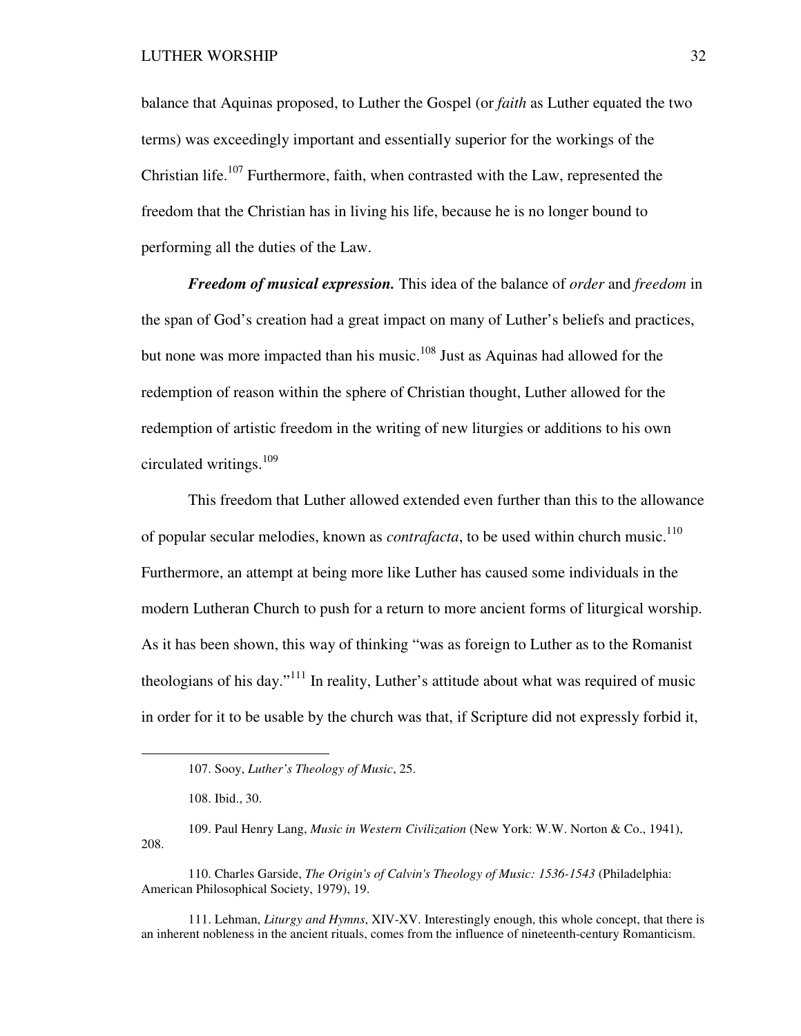balance that Aquinas proposed, to Luther the Gospel (or *faith* as Luther equated the two terms) was exceedingly important and essentially superior for the workings of the Christian life.[107] Furthermore, faith, when contrasted with the Law, represented the freedom that the Christian has in living his life, because he is no longer bound to performing all the duties of the Law.

***Freedom of musical expression.*** This idea of the balance of *order* and *freedom* in the span of God's creation had a great impact on many of Luther's beliefs and practices, but none was more impacted than his music.[108] Just as Aquinas had allowed for the redemption of reason within the sphere of Christian thought, Luther allowed for the redemption of artistic freedom in the writing of new liturgies or additions to his own circulated writings.[109]

This freedom that Luther allowed extended even further than this to the allowance of popular secular melodies, known as *contrafacta*, to be used within church music.[110] Furthermore, an attempt at being more like Luther has caused some individuals in the modern Lutheran Church to push for a return to more ancient forms of liturgical worship. As it has been shown, this way of thinking "was as foreign to Luther as to the Romanist theologians of his day."[111] In reality, Luther's attitude about what was required of music in order for it to be usable by the church was that, if Scripture did not expressly forbid it,

---

107. Sooy, *Luther's Theology of Music*, 25.

108. Ibid., 30.

109. Paul Henry Lang, *Music in Western Civilization* (New York: W.W. Norton & Co., 1941), 208.

110. Charles Garside, *The Origin's of Calvin's Theology of Music: 1536-1543* (Philadelphia: American Philosophical Society, 1979), 19.

111. Lehman, *Liturgy and Hymns*, XIV-XV. Interestingly enough, this whole concept, that there is an inherent nobleness in the ancient rituals, comes from the influence of nineteenth-century Romanticism.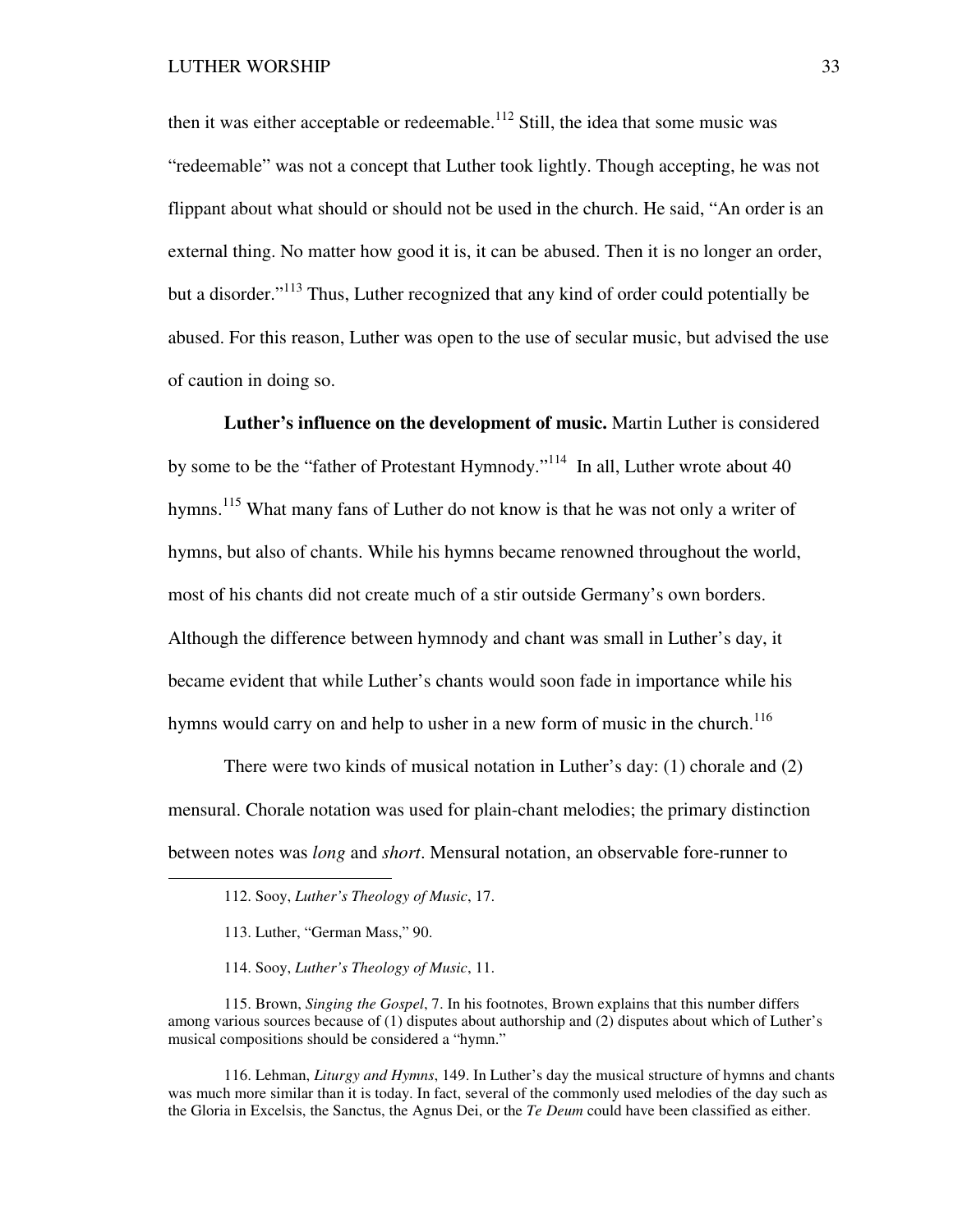then it was either acceptable or redeemable.[112] Still, the idea that some music was "redeemable" was not a concept that Luther took lightly. Though accepting, he was not flippant about what should or should not be used in the church. He said, "An order is an external thing. No matter how good it is, it can be abused. Then it is no longer an order, but a disorder."[113] Thus, Luther recognized that any kind of order could potentially be abused. For this reason, Luther was open to the use of secular music, but advised the use of caution in doing so.

**Luther's influence on the development of music.** Martin Luther is considered by some to be the "father of Protestant Hymnody."[114] In all, Luther wrote about 40 hymns.[115] What many fans of Luther do not know is that he was not only a writer of hymns, but also of chants. While his hymns became renowned throughout the world, most of his chants did not create much of a stir outside Germany's own borders. Although the difference between hymnody and chant was small in Luther's day, it became evident that while Luther's chants would soon fade in importance while his hymns would carry on and help to usher in a new form of music in the church.[116]

There were two kinds of musical notation in Luther's day: (1) chorale and (2) mensural. Chorale notation was used for plain-chant melodies; the primary distinction between notes was *long* and *short*. Mensural notation, an observable fore-runner to

---

112. Sooy, *Luther's Theology of Music*, 17.

113. Luther, "German Mass," 90.

114. Sooy, *Luther's Theology of Music*, 11.

115. Brown, *Singing the Gospel*, 7. In his footnotes, Brown explains that this number differs among various sources because of (1) disputes about authorship and (2) disputes about which of Luther's musical compositions should be considered a "hymn."

116. Lehman, *Liturgy and Hymns*, 149. In Luther's day the musical structure of hymns and chants was much more similar than it is today. In fact, several of the commonly used melodies of the day such as the Gloria in Excelsis, the Sanctus, the Agnus Dei, or the *Te Deum* could have been classified as either.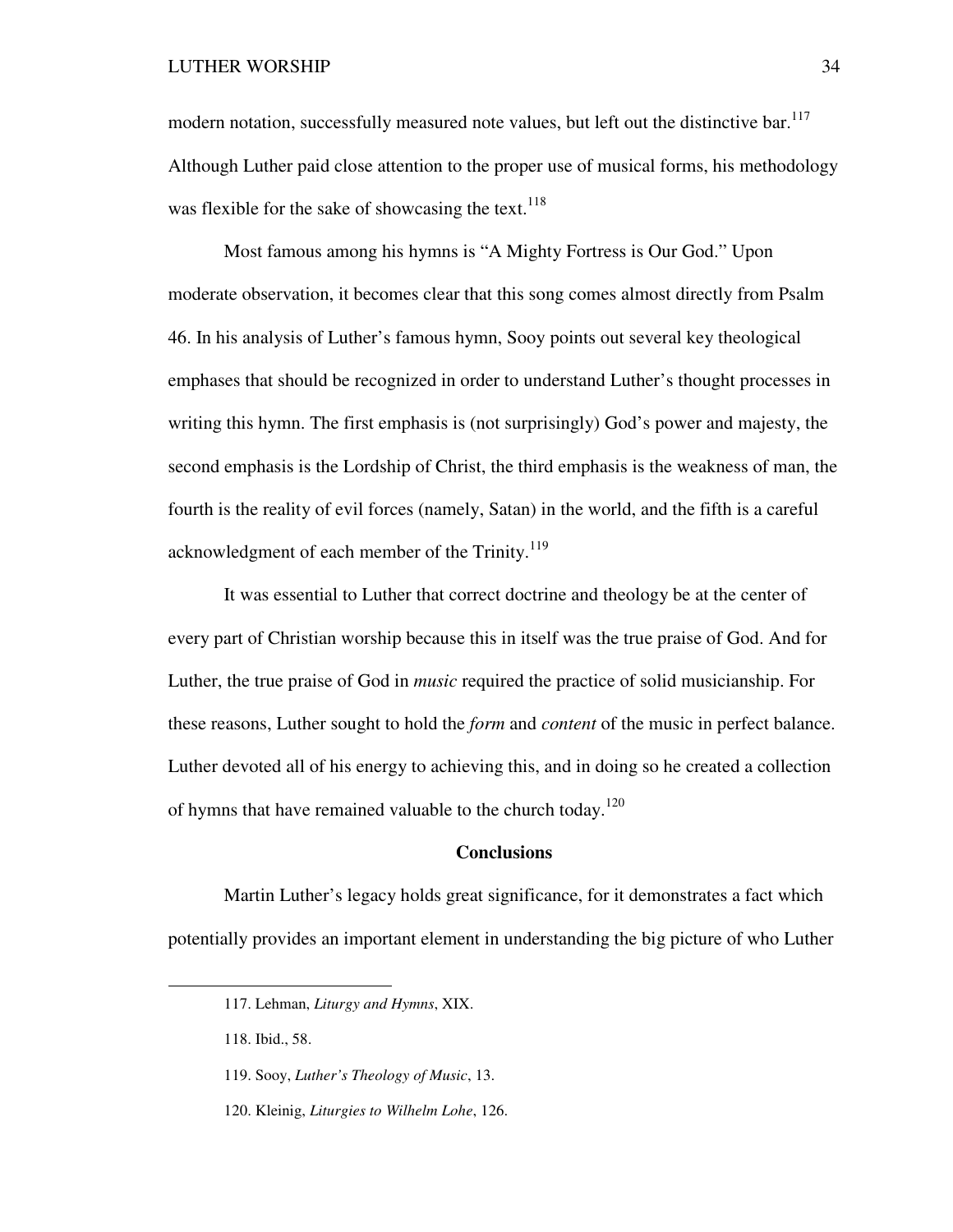modern notation, successfully measured note values, but left out the distinctive bar.[117] Although Luther paid close attention to the proper use of musical forms, his methodology was flexible for the sake of showcasing the text.[118]

Most famous among his hymns is "A Mighty Fortress is Our God." Upon moderate observation, it becomes clear that this song comes almost directly from Psalm 46. In his analysis of Luther's famous hymn, Sooy points out several key theological emphases that should be recognized in order to understand Luther's thought processes in writing this hymn. The first emphasis is (not surprisingly) God's power and majesty, the second emphasis is the Lordship of Christ, the third emphasis is the weakness of man, the fourth is the reality of evil forces (namely, Satan) in the world, and the fifth is a careful acknowledgment of each member of the Trinity.[119]

It was essential to Luther that correct doctrine and theology be at the center of every part of Christian worship because this in itself was the true praise of God. And for Luther, the true praise of God in *music* required the practice of solid musicianship. For these reasons, Luther sought to hold the *form* and *content* of the music in perfect balance. Luther devoted all of his energy to achieving this, and in doing so he created a collection of hymns that have remained valuable to the church today.[120]

## Conclusions

Martin Luther's legacy holds great significance, for it demonstrates a fact which potentially provides an important element in understanding the big picture of who Luther

---

117. Lehman, *Liturgy and Hymns*, XIX.

118. Ibid., 58.

119. Sooy, *Luther's Theology of Music*, 13.

120. Kleinig, *Liturgies to Wilhelm Lohe*, 126.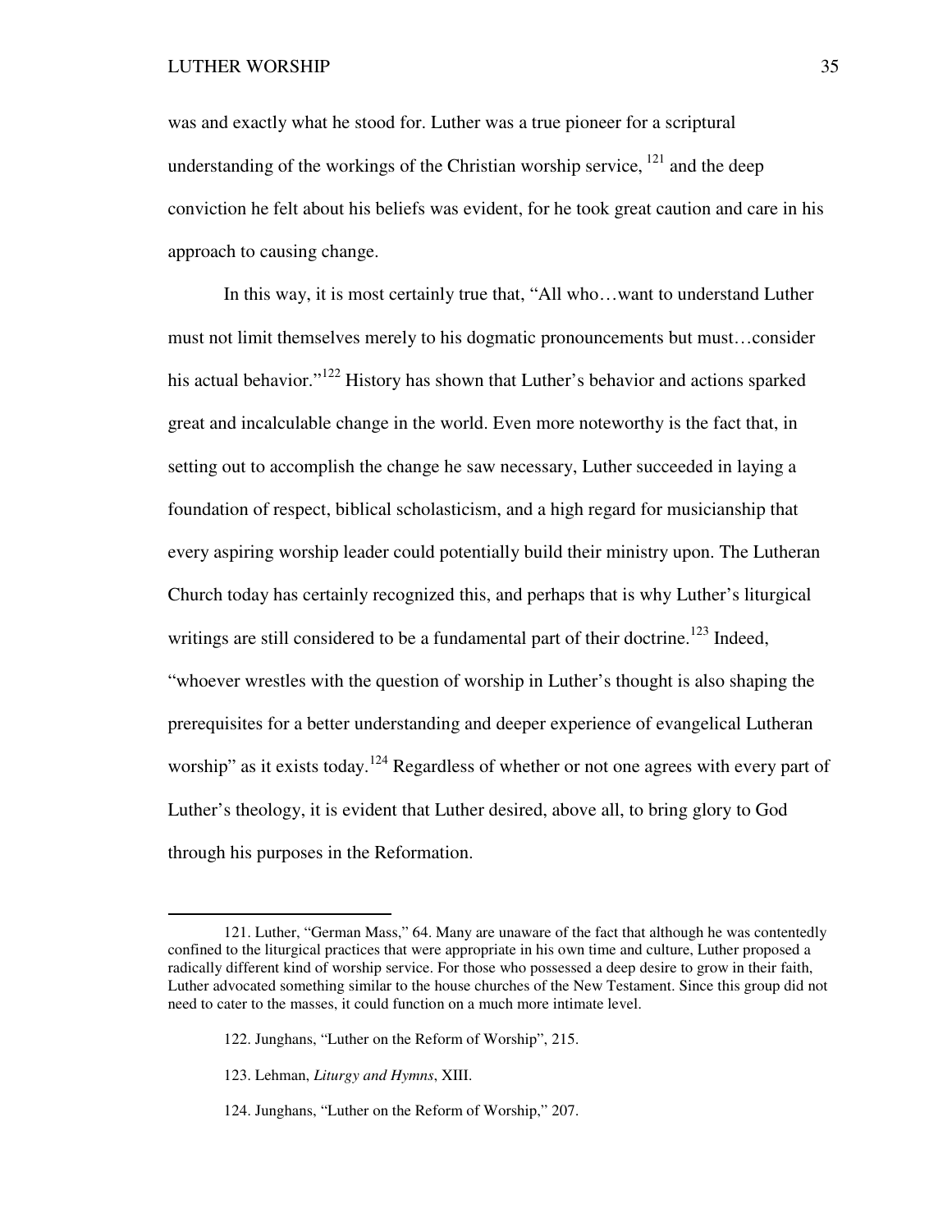was and exactly what he stood for. Luther was a true pioneer for a scriptural understanding of the workings of the Christian worship service, [121] and the deep conviction he felt about his beliefs was evident, for he took great caution and care in his approach to causing change.

In this way, it is most certainly true that, "All who…want to understand Luther must not limit themselves merely to his dogmatic pronouncements but must…consider his actual behavior."[122] History has shown that Luther's behavior and actions sparked great and incalculable change in the world. Even more noteworthy is the fact that, in setting out to accomplish the change he saw necessary, Luther succeeded in laying a foundation of respect, biblical scholasticism, and a high regard for musicianship that every aspiring worship leader could potentially build their ministry upon. The Lutheran Church today has certainly recognized this, and perhaps that is why Luther's liturgical writings are still considered to be a fundamental part of their doctrine.[123] Indeed, "whoever wrestles with the question of worship in Luther's thought is also shaping the prerequisites for a better understanding and deeper experience of evangelical Lutheran worship" as it exists today.[124] Regardless of whether or not one agrees with every part of Luther's theology, it is evident that Luther desired, above all, to bring glory to God through his purposes in the Reformation.

---

121. Luther, "German Mass," 64. Many are unaware of the fact that although he was contentedly confined to the liturgical practices that were appropriate in his own time and culture, Luther proposed a radically different kind of worship service. For those who possessed a deep desire to grow in their faith, Luther advocated something similar to the house churches of the New Testament. Since this group did not need to cater to the masses, it could function on a much more intimate level.

122. Junghans, "Luther on the Reform of Worship", 215.

123. Lehman, *Liturgy and Hymns*, XIII.

124. Junghans, "Luther on the Reform of Worship," 207.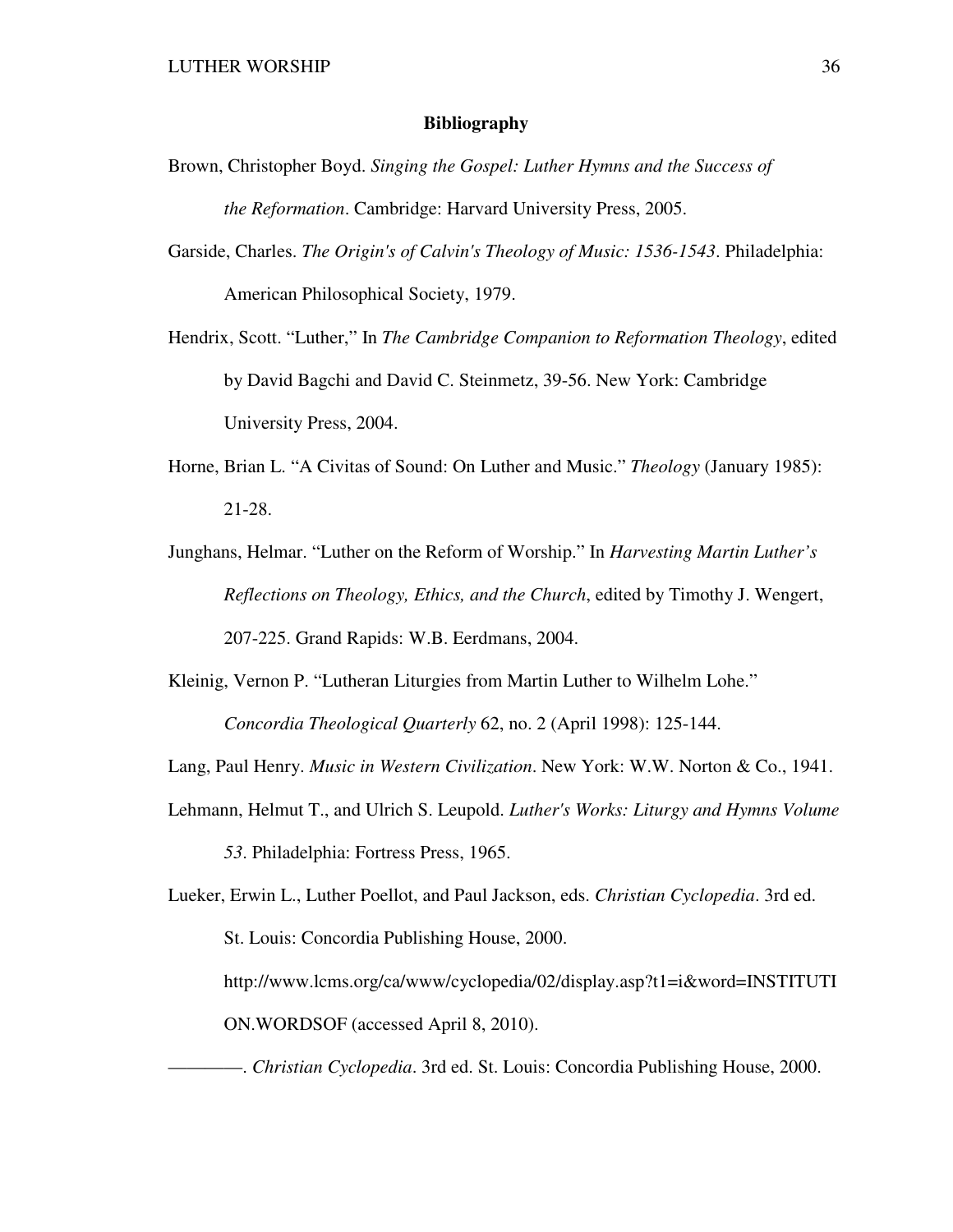# Bibliography

Brown, Christopher Boyd. *Singing the Gospel: Luther Hymns and the Success of the Reformation*. Cambridge: Harvard University Press, 2005.

Garside, Charles. *The Origin's of Calvin's Theology of Music: 1536-1543*. Philadelphia: American Philosophical Society, 1979.

Hendrix, Scott. "Luther," In *The Cambridge Companion to Reformation Theology*, edited by David Bagchi and David C. Steinmetz, 39-56. New York: Cambridge University Press, 2004.

Horne, Brian L. "A Civitas of Sound: On Luther and Music." *Theology* (January 1985): 21-28.

Junghans, Helmar. "Luther on the Reform of Worship." In *Harvesting Martin Luther's Reflections on Theology, Ethics, and the Church*, edited by Timothy J. Wengert, 207-225. Grand Rapids: W.B. Eerdmans, 2004.

Kleinig, Vernon P. "Lutheran Liturgies from Martin Luther to Wilhelm Lohe." *Concordia Theological Quarterly* 62, no. 2 (April 1998): 125-144.

Lang, Paul Henry. *Music in Western Civilization*. New York: W.W. Norton & Co., 1941.

Lehmann, Helmut T., and Ulrich S. Leupold. *Luther's Works: Liturgy and Hymns Volume 53*. Philadelphia: Fortress Press, 1965.

Lueker, Erwin L., Luther Poellot, and Paul Jackson, eds. *Christian Cyclopedia*. 3rd ed. St. Louis: Concordia Publishing House, 2000. http://www.lcms.org/ca/www/cyclopedia/02/display.asp?t1=i&word=INSTITUTION.WORDSOF (accessed April 8, 2010).

————. *Christian Cyclopedia*. 3rd ed. St. Louis: Concordia Publishing House, 2000.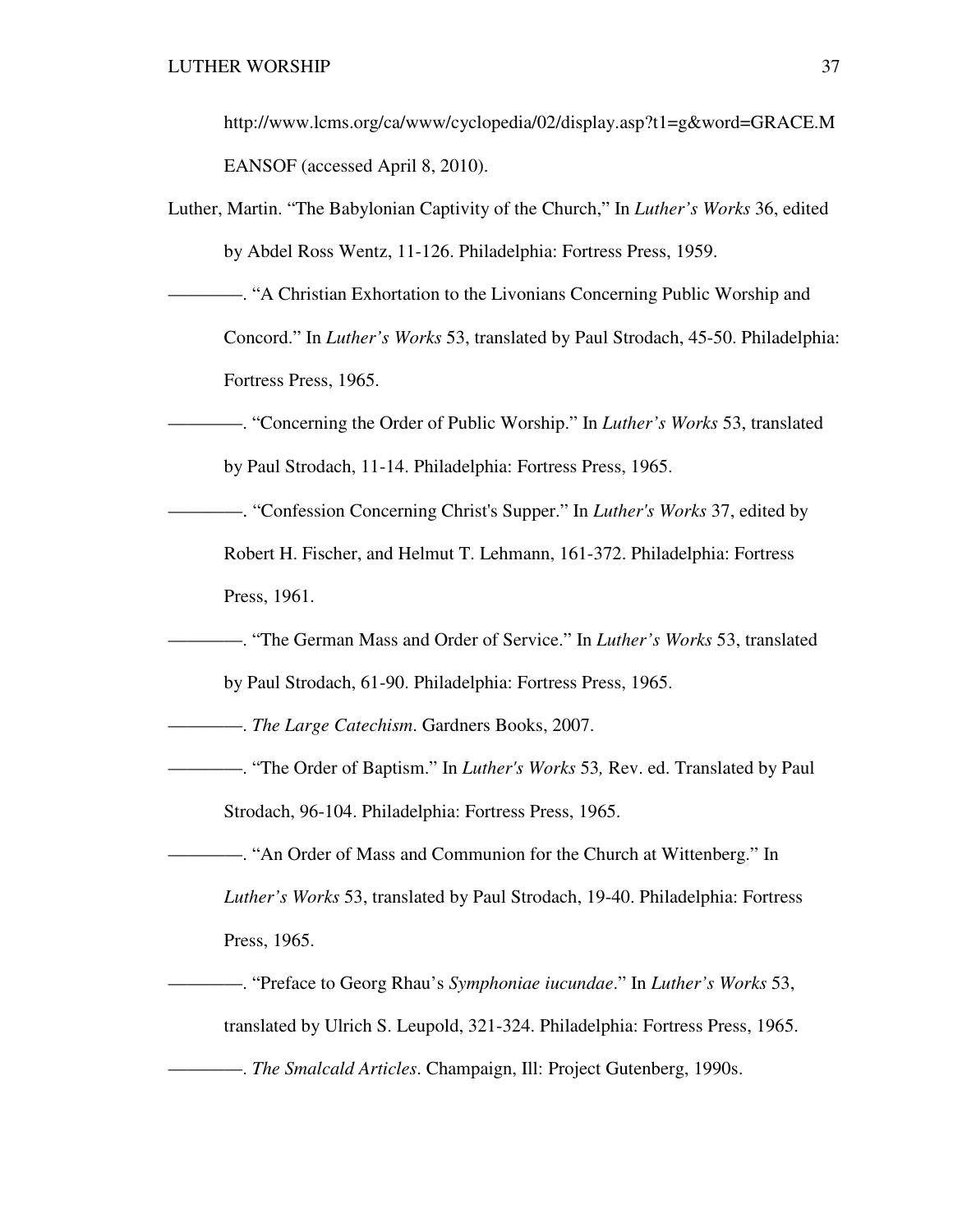http://www.lcms.org/ca/www/cyclopedia/02/display.asp?t1=g&word=GRACE.MEANSOF (accessed April 8, 2010).

Luther, Martin. "The Babylonian Captivity of the Church," In *Luther's Works* 36, edited by Abdel Ross Wentz, 11-126. Philadelphia: Fortress Press, 1959.

————. "A Christian Exhortation to the Livonians Concerning Public Worship and Concord." In *Luther's Works* 53, translated by Paul Strodach, 45-50. Philadelphia: Fortress Press, 1965.

————. "Concerning the Order of Public Worship." In *Luther's Works* 53, translated by Paul Strodach, 11-14. Philadelphia: Fortress Press, 1965.

————. "Confession Concerning Christ's Supper." In *Luther's Works* 37, edited by Robert H. Fischer, and Helmut T. Lehmann, 161-372. Philadelphia: Fortress Press, 1961.

————. "The German Mass and Order of Service." In *Luther's Works* 53, translated by Paul Strodach, 61-90. Philadelphia: Fortress Press, 1965.

————. *The Large Catechism*. Gardners Books, 2007.

————. "The Order of Baptism." In *Luther's Works* 53*,* Rev. ed. Translated by Paul Strodach, 96-104. Philadelphia: Fortress Press, 1965.

————. "An Order of Mass and Communion for the Church at Wittenberg." In *Luther's Works* 53, translated by Paul Strodach, 19-40. Philadelphia: Fortress Press, 1965.

————. "Preface to Georg Rhau's *Symphoniae iucundae*." In *Luther's Works* 53, translated by Ulrich S. Leupold, 321-324. Philadelphia: Fortress Press, 1965.

————. *The Smalcald Articles*. Champaign, Ill: Project Gutenberg, 1990s.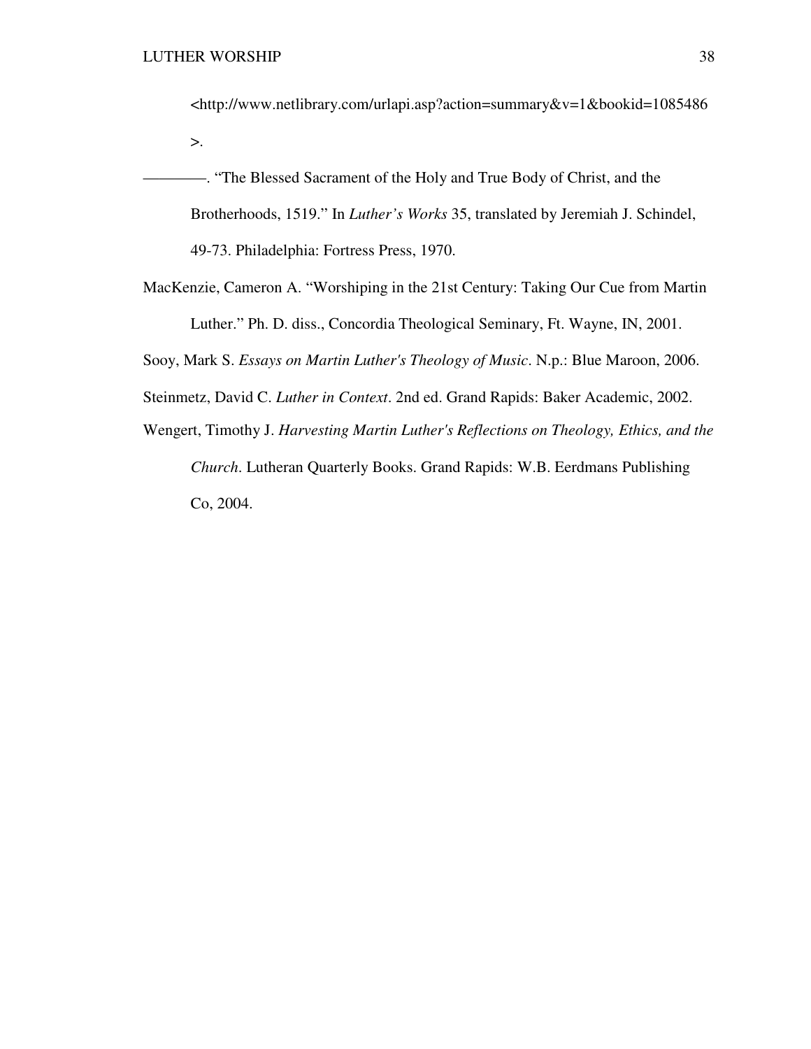<http://www.netlibrary.com/urlapi.asp?action=summary&v=1&bookid=1085486
>.

————. "The Blessed Sacrament of the Holy and True Body of Christ, and the Brotherhoods, 1519." In *Luther's Works* 35, translated by Jeremiah J. Schindel, 49-73. Philadelphia: Fortress Press, 1970.

MacKenzie, Cameron A. "Worshiping in the 21st Century: Taking Our Cue from Martin Luther." Ph. D. diss., Concordia Theological Seminary, Ft. Wayne, IN, 2001.

Sooy, Mark S. *Essays on Martin Luther's Theology of Music*. N.p.: Blue Maroon, 2006.

Steinmetz, David C. *Luther in Context*. 2nd ed. Grand Rapids: Baker Academic, 2002.

Wengert, Timothy J. *Harvesting Martin Luther's Reflections on Theology, Ethics, and the Church*. Lutheran Quarterly Books. Grand Rapids: W.B. Eerdmans Publishing Co, 2004.